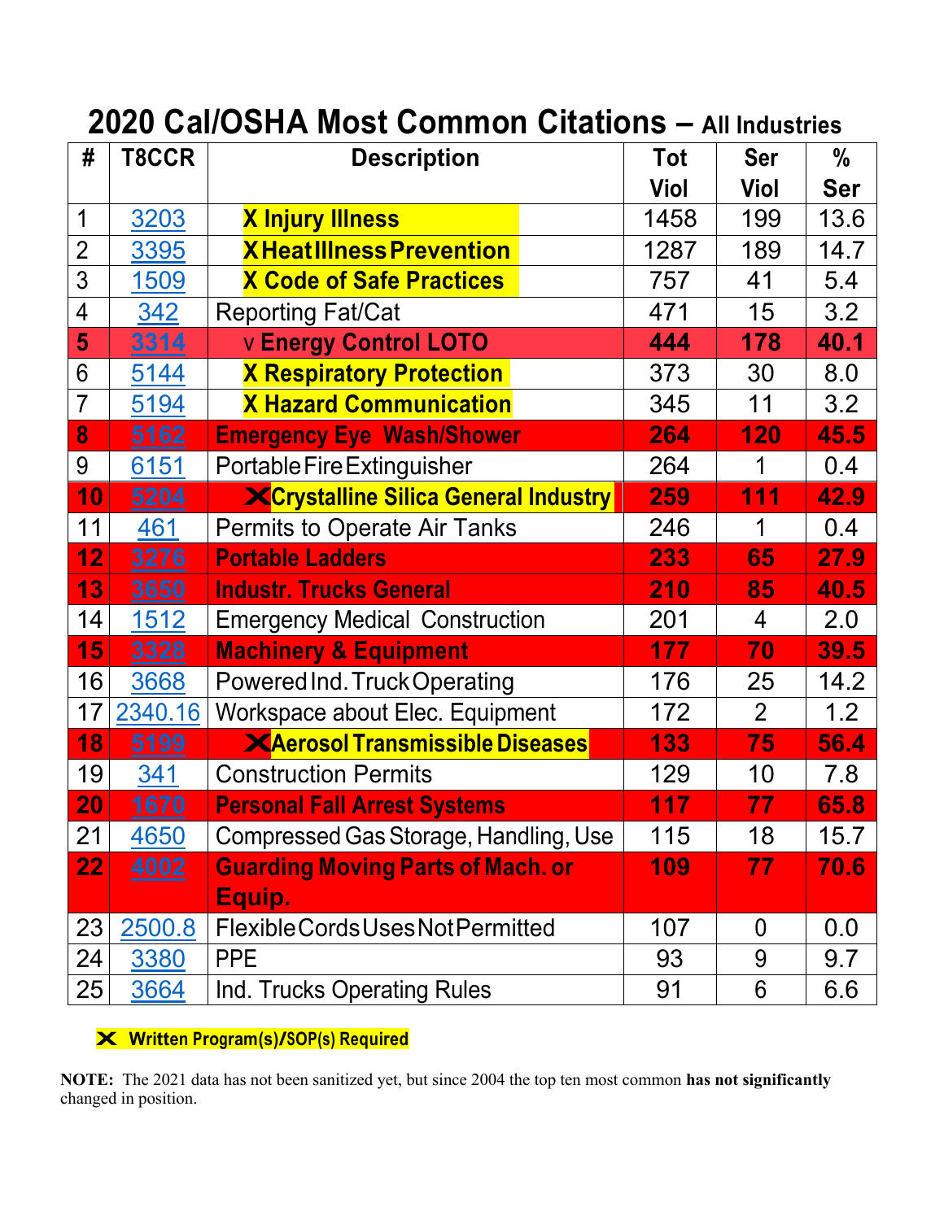# 2020 Cal/OSHA Most Common Citations – All Industries

| # | T8CCR | Description | Tot Viol | Ser Viol | % Ser |
|---|---|---|---|---|---|
| 1 | 3203 | X Injury Illness | 1458 | 199 | 13.6 |
| 2 | 3395 | X Heat Illness Prevention | 1287 | 189 | 14.7 |
| 3 | 1509 | X Code of Safe Practices | 757 | 41 | 5.4 |
| 4 | 342 | Reporting Fat/Cat | 471 | 15 | 3.2 |
| **5** | **3314** | **v Energy Control LOTO** | **444** | **178** | **40.1** |
| 6 | 5144 | X Respiratory Protection | 373 | 30 | 8.0 |
| 7 | 5194 | X Hazard Communication | 345 | 11 | 3.2 |
| **8** | **5162** | **Emergency Eye Wash/Shower** | **264** | **120** | **45.5** |
| 9 | 6151 | Portable Fire Extinguisher | 264 | 1 | 0.4 |
| **10** | **5204** | **X Crystalline Silica General Industry** | **259** | **111** | **42.9** |
| 11 | 461 | Permits to Operate Air Tanks | 246 | 1 | 0.4 |
| **12** | **3276** | **Portable Ladders** | **233** | **65** | **27.9** |
| **13** | **3650** | **Industr. Trucks General** | **210** | **85** | **40.5** |
| 14 | 1512 | Emergency Medical Construction | 201 | 4 | 2.0 |
| **15** | **3328** | **Machinery & Equipment** | **177** | **70** | **39.5** |
| 16 | 3668 | Powered Ind. Truck Operating | 176 | 25 | 14.2 |
| 17 | 2340.16 | Workspace about Elec. Equipment | 172 | 2 | 1.2 |
| **18** | **5199** | **X Aerosol Transmissible Diseases** | **133** | **75** | **56.4** |
| 19 | 341 | Construction Permits | 129 | 10 | 7.8 |
| **20** | **1670** | **Personal Fall Arrest Systems** | **117** | **77** | **65.8** |
| 21 | 4650 | Compressed Gas Storage, Handling, Use | 115 | 18 | 15.7 |
| **22** | **4002** | **Guarding Moving Parts of Mach. or Equip.** | **109** | **77** | **70.6** |
| 23 | 2500.8 | Flexible Cords Uses Not Permitted | 107 | 0 | 0.0 |
| 24 | 3380 | PPE | 93 | 9 | 9.7 |
| 25 | 3664 | Ind. Trucks Operating Rules | 91 | 6 | 6.6 |

**X Written Program(s)/SOP(s) Required**

**NOTE:** The 2021 data has not been sanitized yet, but since 2004 the top ten most common **has not significantly** changed in position.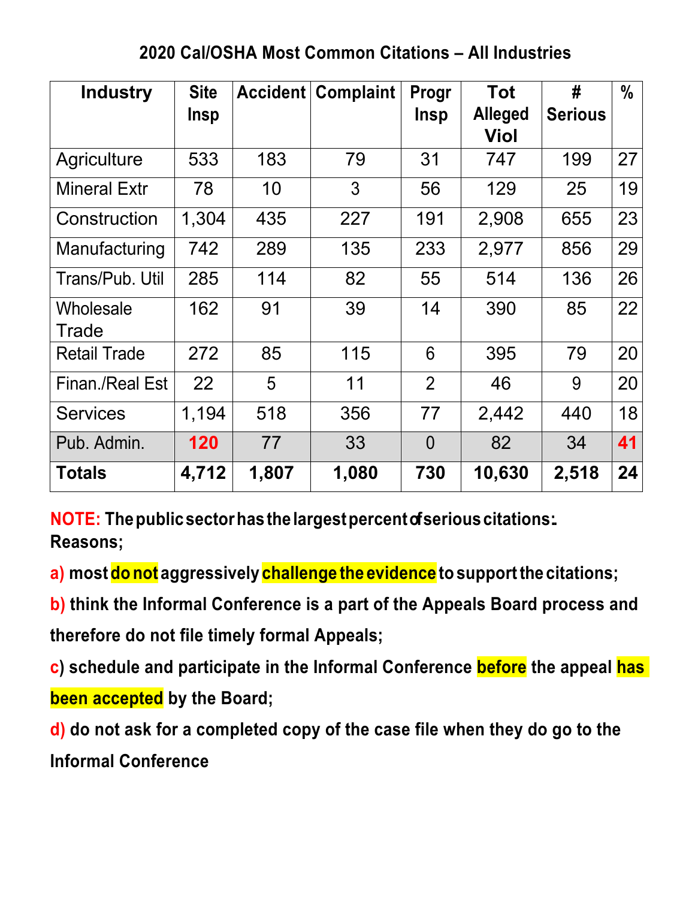## 2020 Cal/OSHA Most Common Citations – All Industries

| Industry | Site Insp | Accident | Complaint | Progr Insp | Tot Alleged Viol | # Serious | % |
|---|---|---|---|---|---|---|---|
| Agriculture | 533 | 183 | 79 | 31 | 747 | 199 | 27 |
| Mineral Extr | 78 | 10 | 3 | 56 | 129 | 25 | 19 |
| Construction | 1,304 | 435 | 227 | 191 | 2,908 | 655 | 23 |
| Manufacturing | 742 | 289 | 135 | 233 | 2,977 | 856 | 29 |
| Trans/Pub. Util | 285 | 114 | 82 | 55 | 514 | 136 | 26 |
| Wholesale Trade | 162 | 91 | 39 | 14 | 390 | 85 | 22 |
| Retail Trade | 272 | 85 | 115 | 6 | 395 | 79 | 20 |
| Finan./Real Est | 22 | 5 | 11 | 2 | 46 | 9 | 20 |
| Services | 1,194 | 518 | 356 | 77 | 2,442 | 440 | 18 |
| Pub. Admin. | **120** | 77 | 33 | 0 | 82 | 34 | **41** |
| **Totals** | **4,712** | **1,807** | **1,080** | **730** | **10,630** | **2,518** | **24** |

**NOTE: The public sector has the largest percent of serious citations: Reasons;**

**a) most do not aggressively challenge the evidence to support the citations;**

**b) think the Informal Conference is a part of the Appeals Board process and therefore do not file timely formal Appeals;**

**c) schedule and participate in the Informal Conference before the appeal has been accepted by the Board;**

**d) do not ask for a completed copy of the case file when they do go to the Informal Conference**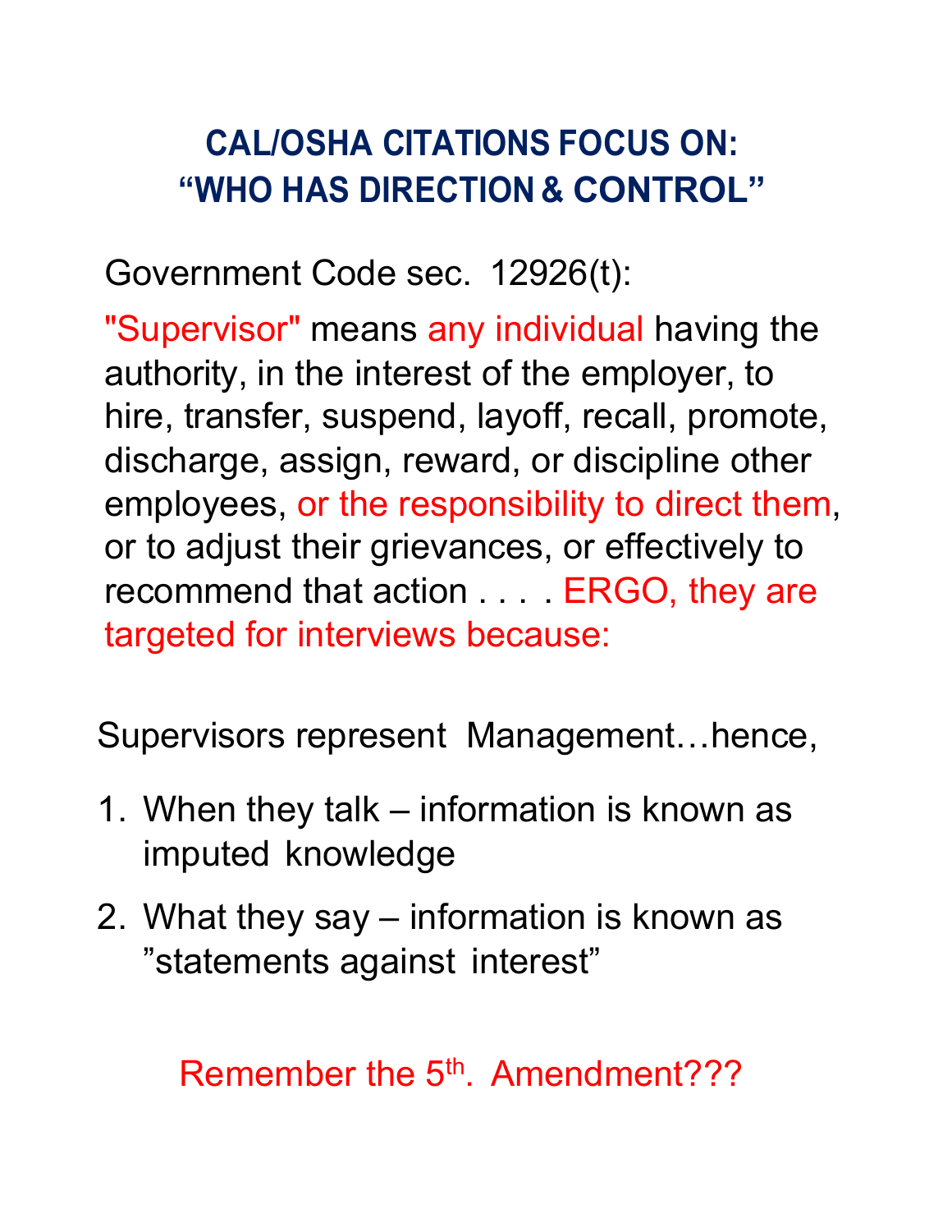# CAL/OSHA CITATIONS FOCUS ON: "WHO HAS DIRECTION & CONTROL"

Government Code sec. 12926(t):

"Supervisor" means any individual having the authority, in the interest of the employer, to hire, transfer, suspend, layoff, recall, promote, discharge, assign, reward, or discipline other employees, or the responsibility to direct them, or to adjust their grievances, or effectively to recommend that action . . . . ERGO, they are targeted for interviews because:

Supervisors represent Management…hence,

1. When they talk – information is known as imputed knowledge
2. What they say – information is known as "statements against interest"

Remember the 5th. Amendment???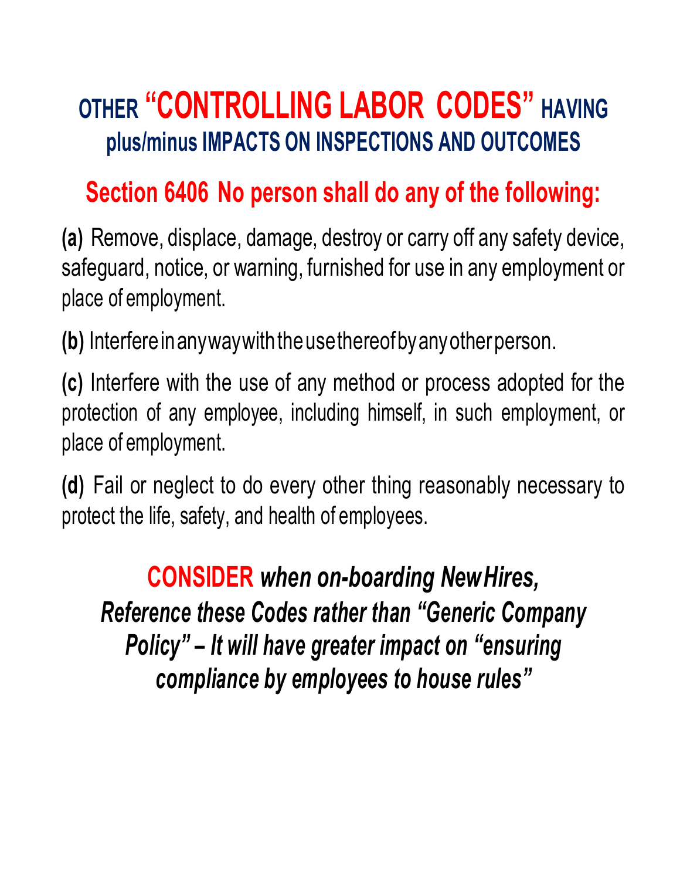# OTHER "CONTROLLING LABOR CODES" HAVING plus/minus IMPACTS ON INSPECTIONS AND OUTCOMES

## Section 6406 No person shall do any of the following:

**(a)** Remove, displace, damage, destroy or carry off any safety device, safeguard, notice, or warning, furnished for use in any employment or place of employment.

**(b)** Interfere in any way with the use thereof by any other person.

**(c)** Interfere with the use of any method or process adopted for the protection of any employee, including himself, in such employment, or place of employment.

**(d)** Fail or neglect to do every other thing reasonably necessary to protect the life, safety, and health of employees.

**CONSIDER** ***when on-boarding New Hires, Reference these Codes rather than "Generic Company Policy" – It will have greater impact on "ensuring compliance by employees to house rules"***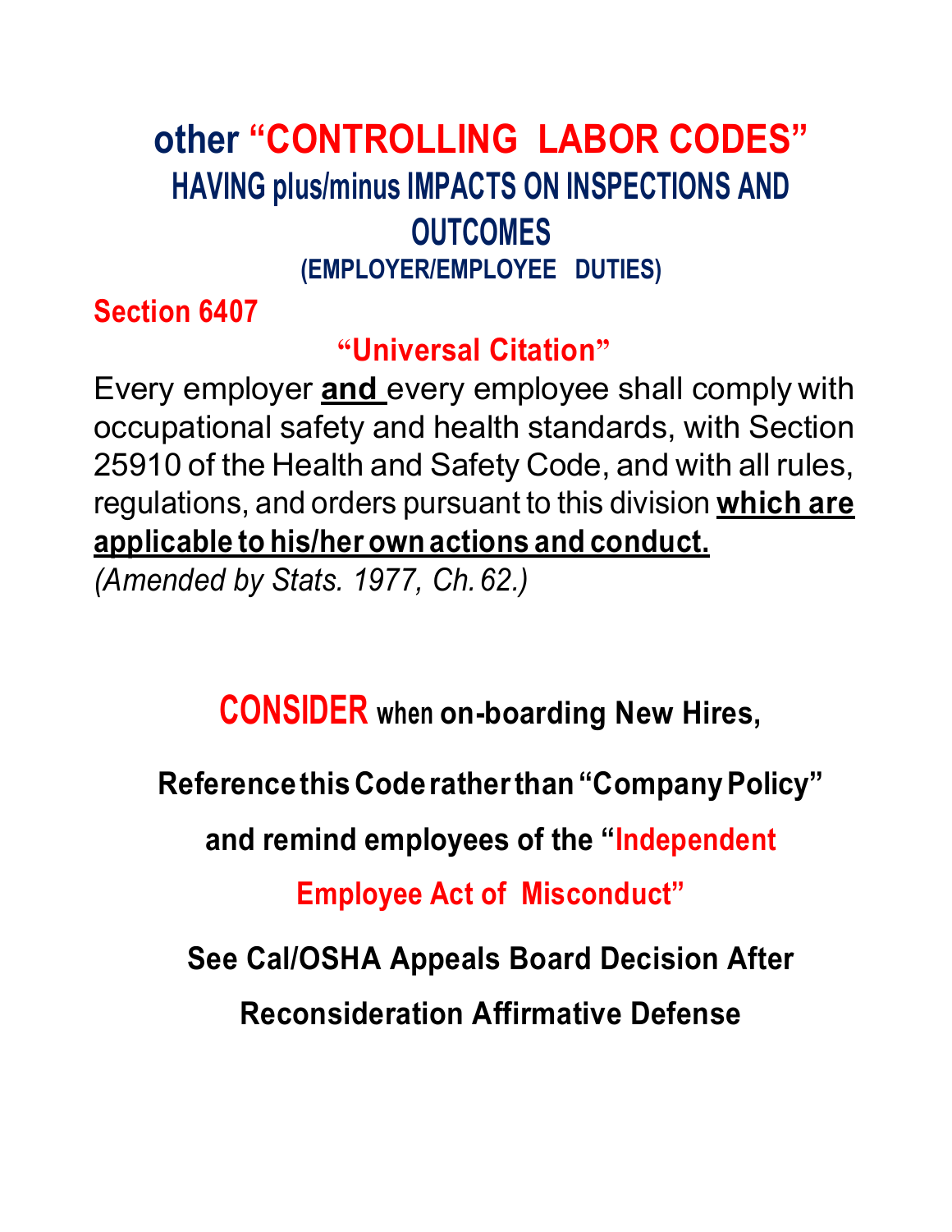# other "CONTROLLING LABOR CODES"

## HAVING plus/minus IMPACTS ON INSPECTIONS AND OUTCOMES

### (EMPLOYER/EMPLOYEE DUTIES)

**Section 6407**

**"Universal Citation"**

Every employer **and** every employee shall comply with occupational safety and health standards, with Section 25910 of the Health and Safety Code, and with all rules, regulations, and orders pursuant to this division **which are applicable to his/her own actions and conduct.**

*(Amended by Stats. 1977, Ch. 62.)*

**CONSIDER when on-boarding New Hires,**

**Reference this Code rather than "Company Policy"**

**and remind employees of the "Independent Employee Act of Misconduct"**

**See Cal/OSHA Appeals Board Decision After Reconsideration Affirmative Defense**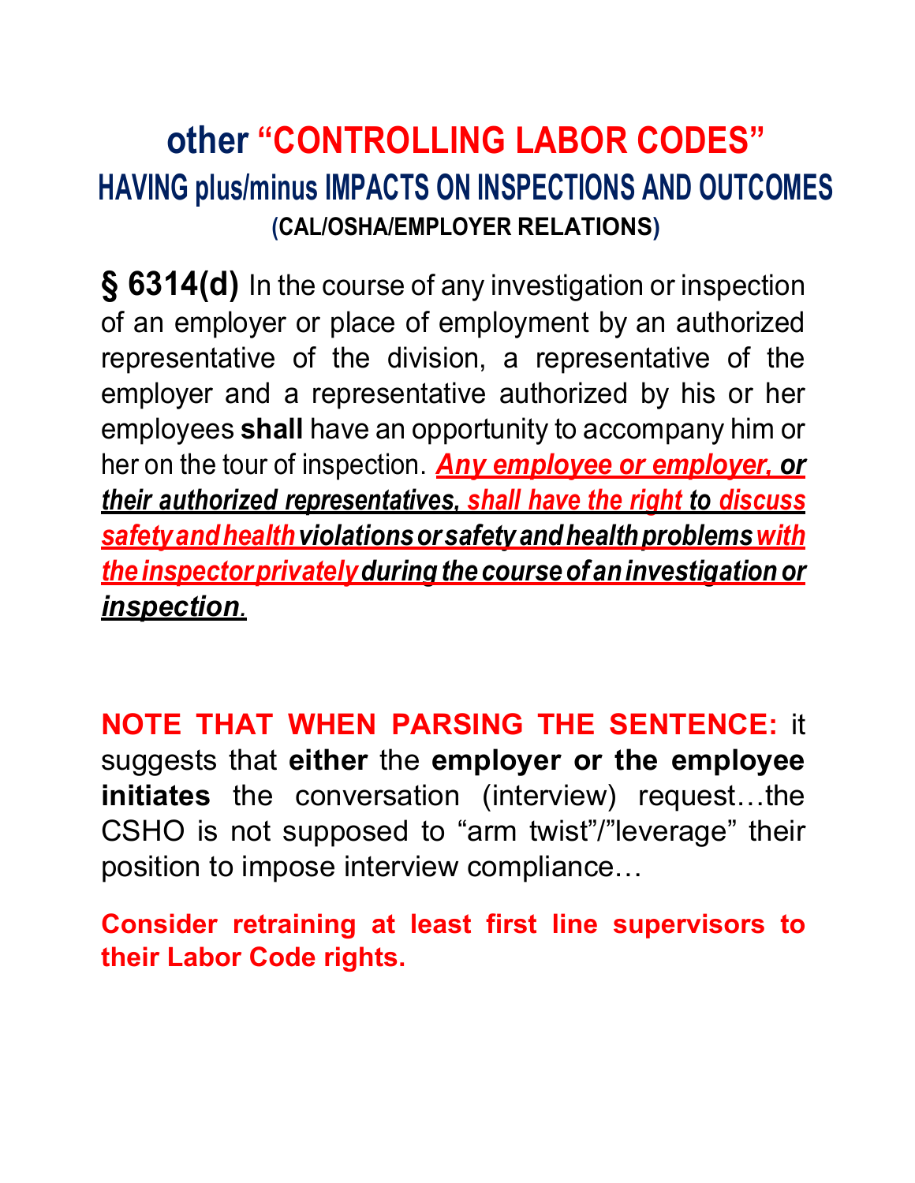# other "CONTROLLING LABOR CODES"

## HAVING plus/minus IMPACTS ON INSPECTIONS AND OUTCOMES

### (CAL/OSHA/EMPLOYER RELATIONS)

**§ 6314(d)** In the course of any investigation or inspection of an employer or place of employment by an authorized representative of the division, a representative of the employer and a representative authorized by his or her employees **shall** have an opportunity to accompany him or her on the tour of inspection. ***Any employee or employer, or their authorized representatives, shall have the right to discuss safety and health violations or safety and health problems with the inspector privately during the course of an investigation or inspection.***

**NOTE THAT WHEN PARSING THE SENTENCE:** it suggests that **either** the **employer or the employee initiates** the conversation (interview) request…the CSHO is not supposed to "arm twist"/"leverage" their position to impose interview compliance…

**Consider retraining at least first line supervisors to their Labor Code rights.**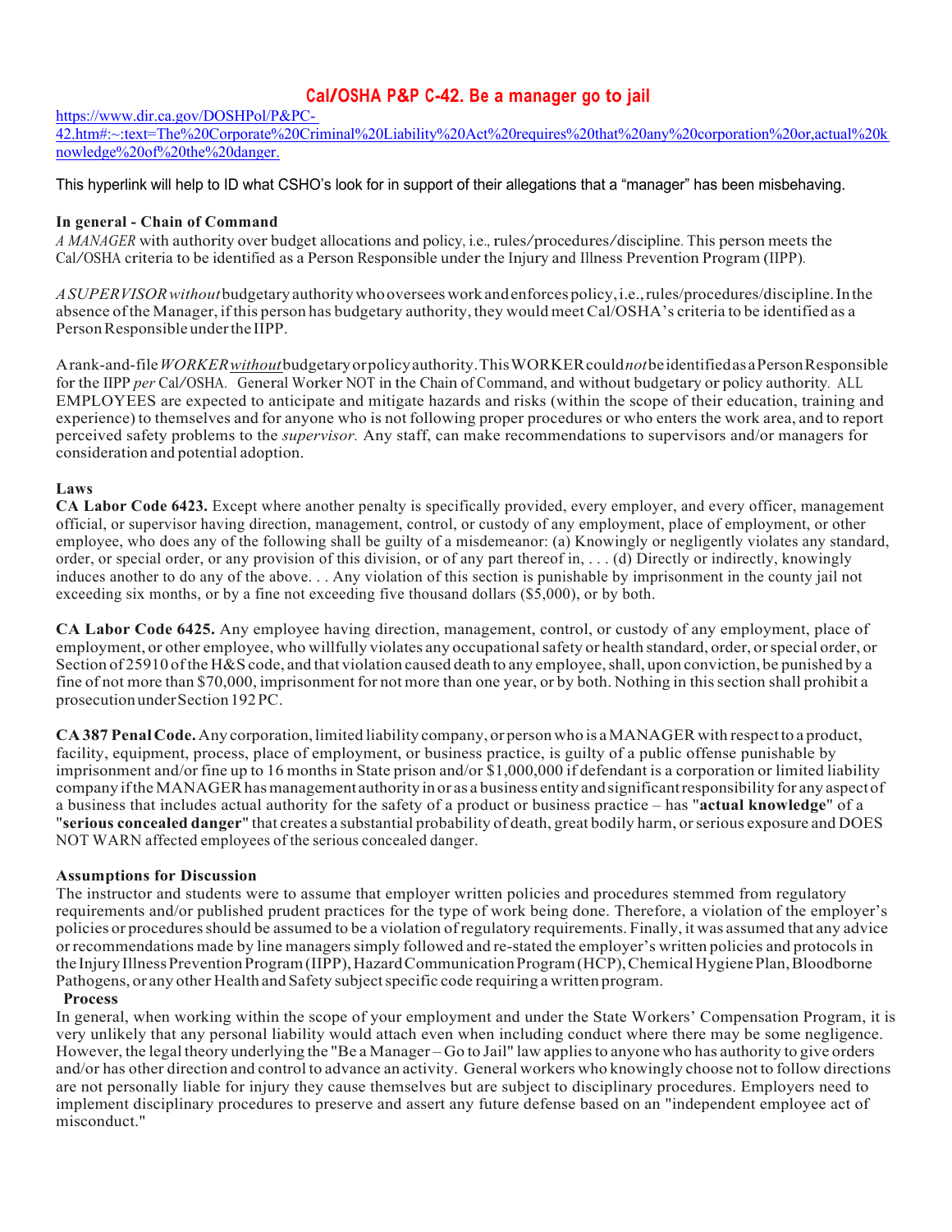# Cal/OSHA P&P C-42. Be a manager go to jail

https://www.dir.ca.gov/DOSHPol/P&PC-42.htm#:~:text=The%20Corporate%20Criminal%20Liability%20Act%20requires%20that%20any%20corporation%20or,actual%20knowledge%20of%20the%20danger.

This hyperlink will help to ID what CSHO's look for in support of their allegations that a "manager" has been misbehaving.

**In general - Chain of Command**

*A MANAGER* with authority over budget allocations and policy, i.e., rules/procedures/discipline. This person meets the Cal/OSHA criteria to be identified as a Person Responsible under the Injury and Illness Prevention Program (IIPP).

*A SUPERVISOR without* budgetary authority who oversees work and enforces policy, i.e., rules/procedures/discipline. In the absence of the Manager, if this person has budgetary authority, they would meet Cal/OSHA's criteria to be identified as a Person Responsible under the IIPP.

A rank-and-file *WORKER without* budgetary or policy authority. This WORKER could *not* be identified as a Person Responsible for the IIPP *per* Cal/OSHA. General Worker NOT in the Chain of Command, and without budgetary or policy authority. ALL EMPLOYEES are expected to anticipate and mitigate hazards and risks (within the scope of their education, training and experience) to themselves and for anyone who is not following proper procedures or who enters the work area, and to report perceived safety problems to the *supervisor.* Any staff, can make recommendations to supervisors and/or managers for consideration and potential adoption.

**Laws**

**CA Labor Code 6423.** Except where another penalty is specifically provided, every employer, and every officer, management official, or supervisor having direction, management, control, or custody of any employment, place of employment, or other employee, who does any of the following shall be guilty of a misdemeanor: (a) Knowingly or negligently violates any standard, order, or special order, or any provision of this division, or of any part thereof in, . . . (d) Directly or indirectly, knowingly induces another to do any of the above. . . Any violation of this section is punishable by imprisonment in the county jail not exceeding six months, or by a fine not exceeding five thousand dollars ($5,000), or by both.

**CA Labor Code 6425.** Any employee having direction, management, control, or custody of any employment, place of employment, or other employee, who willfully violates any occupational safety or health standard, order, or special order, or Section of 25910 of the H&S code, and that violation caused death to any employee, shall, upon conviction, be punished by a fine of not more than $70,000, imprisonment for not more than one year, or by both. Nothing in this section shall prohibit a prosecution under Section 192 PC.

**CA 387 Penal Code.** Any corporation, limited liability company, or person who is a MANAGER with respect to a product, facility, equipment, process, place of employment, or business practice, is guilty of a public offense punishable by imprisonment and/or fine up to 16 months in State prison and/or $1,000,000 if defendant is a corporation or limited liability company if the MANAGER has management authority in or as a business entity and significant responsibility for any aspect of a business that includes actual authority for the safety of a product or business practice – has "**actual knowledge**" of a "**serious concealed danger**" that creates a substantial probability of death, great bodily harm, or serious exposure and DOES NOT WARN affected employees of the serious concealed danger.

**Assumptions for Discussion**

The instructor and students were to assume that employer written policies and procedures stemmed from regulatory requirements and/or published prudent practices for the type of work being done. Therefore, a violation of the employer's policies or procedures should be assumed to be a violation of regulatory requirements. Finally, it was assumed that any advice or recommendations made by line managers simply followed and re-stated the employer's written policies and protocols in the Injury Illness Prevention Program (IIPP), Hazard Communication Program (HCP), Chemical Hygiene Plan, Bloodborne Pathogens, or any other Health and Safety subject specific code requiring a written program.

**Process**

In general, when working within the scope of your employment and under the State Workers' Compensation Program, it is very unlikely that any personal liability would attach even when including conduct where there may be some negligence. However, the legal theory underlying the "Be a Manager – Go to Jail" law applies to anyone who has authority to give orders and/or has other direction and control to advance an activity. General workers who knowingly choose not to follow directions are not personally liable for injury they cause themselves but are subject to disciplinary procedures. Employers need to implement disciplinary procedures to preserve and assert any future defense based on an "independent employee act of misconduct."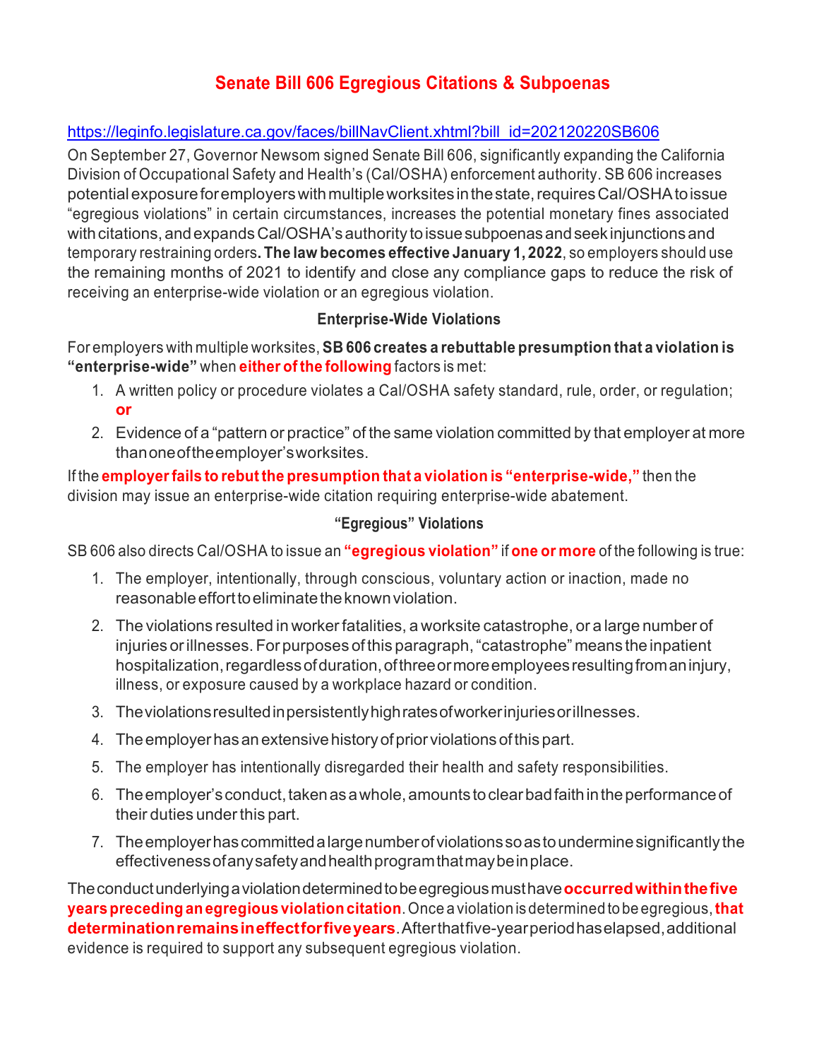# Senate Bill 606 Egregious Citations & Subpoenas

https://leginfo.legislature.ca.gov/faces/billNavClient.xhtml?bill_id=202120220SB606

On September 27, Governor Newsom signed Senate Bill 606, significantly expanding the California Division of Occupational Safety and Health's (Cal/OSHA) enforcement authority. SB 606 increases potential exposure for employers with multiple worksites in the state, requires Cal/OSHA to issue "egregious violations" in certain circumstances, increases the potential monetary fines associated with citations, and expands Cal/OSHA's authority to issue subpoenas and seek injunctions and temporary restraining orders. **The law becomes effective January 1, 2022**, so employers should use the remaining months of 2021 to identify and close any compliance gaps to reduce the risk of receiving an enterprise-wide violation or an egregious violation.

### Enterprise-Wide Violations

For employers with multiple worksites, **SB 606 creates a rebuttable presumption that a violation is "enterprise-wide"** when **either of the following** factors is met:

1. A written policy or procedure violates a Cal/OSHA safety standard, rule, order, or regulation; **or**
2. Evidence of a "pattern or practice" of the same violation committed by that employer at more than one of the employer's worksites.

If the **employer fails to rebut the presumption that a violation is "enterprise-wide,"** then the division may issue an enterprise-wide citation requiring enterprise-wide abatement.

### "Egregious" Violations

SB 606 also directs Cal/OSHA to issue an **"egregious violation"** if **one or more** of the following is true:

1. The employer, intentionally, through conscious, voluntary action or inaction, made no reasonable effort to eliminate the known violation.
2. The violations resulted in worker fatalities, a worksite catastrophe, or a large number of injuries or illnesses. For purposes of this paragraph, "catastrophe" means the inpatient hospitalization, regardless of duration, of three or more employees resulting from an injury, illness, or exposure caused by a workplace hazard or condition.
3. The violations resulted in persistently high rates of worker injuries or illnesses.
4. The employer has an extensive history of prior violations of this part.
5. The employer has intentionally disregarded their health and safety responsibilities.
6. The employer's conduct, taken as a whole, amounts to clear bad faith in the performance of their duties under this part.
7. The employer has committed a large number of violations so as to undermine significantly the effectiveness of any safety and health program that may be in place.

The conduct underlying a violation determined to be egregious must have **occurred within the five years preceding an egregious violation citation**. Once a violation is determined to be egregious, **that determination remains in effect for five years**. After that five-year period has elapsed, additional evidence is required to support any subsequent egregious violation.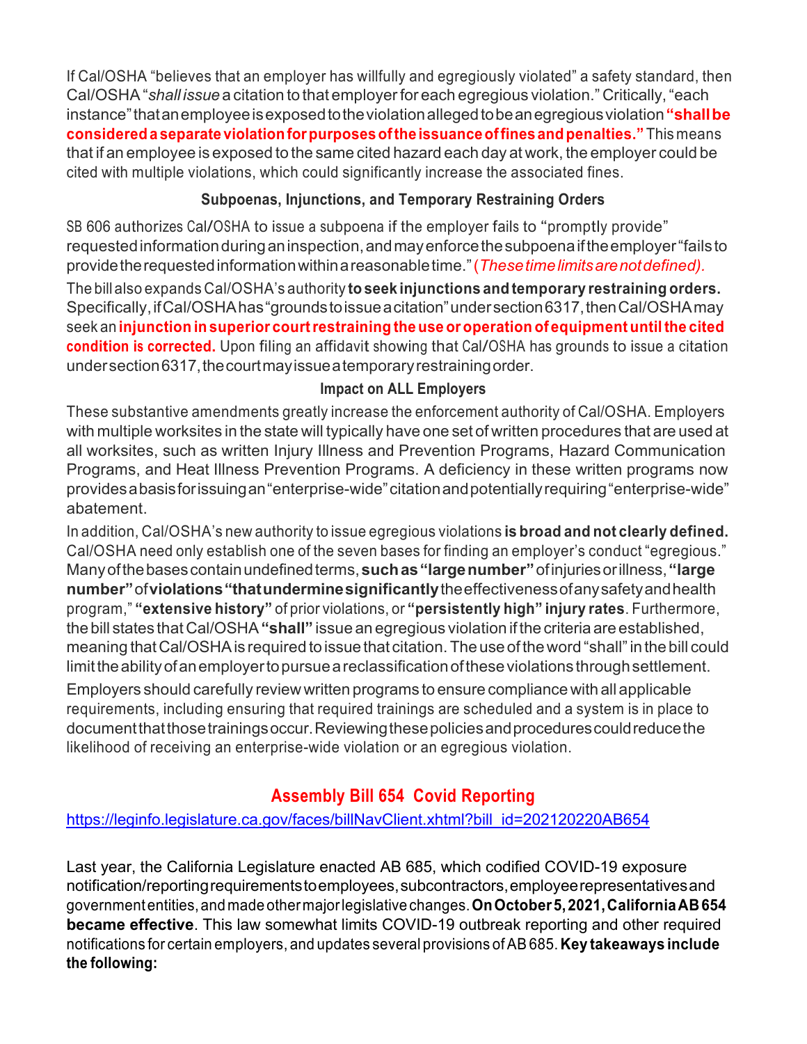If Cal/OSHA "believes that an employer has willfully and egregiously violated" a safety standard, then Cal/OSHA "*shall issue* a citation to that employer for each egregious violation." Critically, "each instance" that an employee is exposed to the violation alleged to be an egregious violation **"shall be considered a separate violation for purposes of the issuance of fines and penalties."** This means that if an employee is exposed to the same cited hazard each day at work, the employer could be cited with multiple violations, which could significantly increase the associated fines.

### Subpoenas, Injunctions, and Temporary Restraining Orders

SB 606 authorizes Cal/OSHA to issue a subpoena if the employer fails to "promptly provide" requested information during an inspection, and may enforce the subpoena if the employer "fails to provide the requested information within a reasonable time." (*These time limits are not defined).*

The bill also expands Cal/OSHA's authority **to seek injunctions and temporary restraining orders.** Specifically, if Cal/OSHA has "grounds to issue a citation" under section 6317, then Cal/OSHA may seek an **injunction in superior court restraining the use or operation of equipment until the cited condition is corrected.** Upon filing an affidavit showing that Cal/OSHA has grounds to issue a citation under section 6317, the court may issue a temporary restraining order.

### Impact on ALL Employers

These substantive amendments greatly increase the enforcement authority of Cal/OSHA. Employers with multiple worksites in the state will typically have one set of written procedures that are used at all worksites, such as written Injury Illness and Prevention Programs, Hazard Communication Programs, and Heat Illness Prevention Programs. A deficiency in these written programs now provides a basis for issuing an "enterprise-wide" citation and potentially requiring "enterprise-wide" abatement.

In addition, Cal/OSHA's new authority to issue egregious violations **is broad and not clearly defined.** Cal/OSHA need only establish one of the seven bases for finding an employer's conduct "egregious." Many of the bases contain undefined terms, **such as "large number"** of injuries or illness, **"large number"** of **violations "that undermine significantly** the effectiveness of any safety and health program," **"extensive history"** of prior violations, or **"persistently high" injury rates**. Furthermore, the bill states that Cal/OSHA **"shall"** issue an egregious violation if the criteria are established, meaning that Cal/OSHA is required to issue that citation. The use of the word "shall" in the bill could limit the ability of an employer to pursue a reclassification of these violations through settlement.

Employers should carefully review written programs to ensure compliance with all applicable requirements, including ensuring that required trainings are scheduled and a system is in place to document that those trainings occur. Reviewing these policies and procedures could reduce the likelihood of receiving an enterprise-wide violation or an egregious violation.

## Assembly Bill 654 Covid Reporting

https://leginfo.legislature.ca.gov/faces/billNavClient.xhtml?bill_id=202120220AB654

Last year, the California Legislature enacted AB 685, which codified COVID-19 exposure notification/reporting requirements to employees, subcontractors, employee representatives and government entities, and made other major legislative changes. **On October 5, 2021, California AB 654 became effective**. This law somewhat limits COVID-19 outbreak reporting and other required notifications for certain employers, and updates several provisions of AB 685. **Key takeaways include the following:**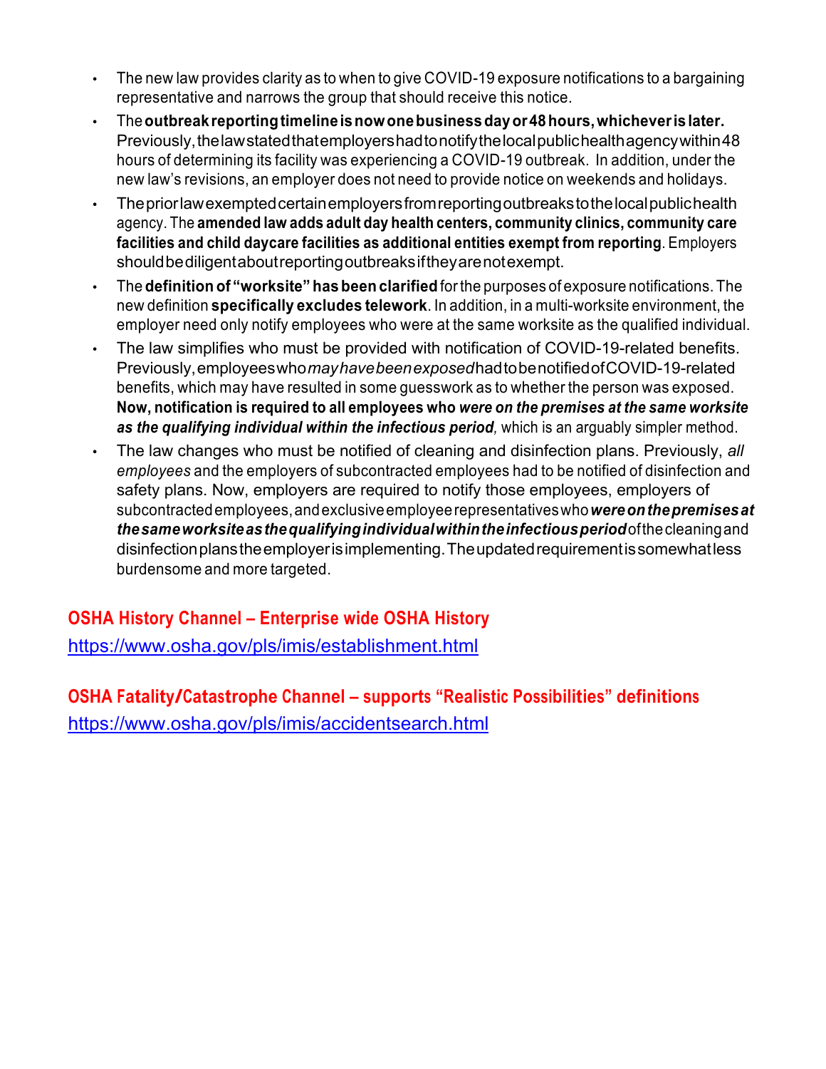- The new law provides clarity as to when to give COVID-19 exposure notifications to a bargaining representative and narrows the group that should receive this notice.
- The **outbreak reporting timeline is now one business day or 48 hours, whichever is later.** Previously, the law stated that employers had to notify the local public health agency within 48 hours of determining its facility was experiencing a COVID-19 outbreak. In addition, under the new law's revisions, an employer does not need to provide notice on weekends and holidays.
- The prior law exempted certain employers from reporting outbreaks to the local public health agency. The **amended law adds adult day health centers, community clinics, community care facilities and child daycare facilities as additional entities exempt from reporting**. Employers should be diligent about reporting outbreaks if they are not exempt.
- The **definition of "worksite" has been clarified** for the purposes of exposure notifications. The new definition **specifically excludes telework**. In addition, in a multi-worksite environment, the employer need only notify employees who were at the same worksite as the qualified individual.
- The law simplifies who must be provided with notification of COVID-19-related benefits. Previously, employees who *may have been exposed* had to be notified of COVID-19-related benefits, which may have resulted in some guesswork as to whether the person was exposed. **Now, notification is required to all employees who *were on the premises at the same worksite as the qualifying individual within the infectious period*,** which is an arguably simpler method.
- The law changes who must be notified of cleaning and disinfection plans. Previously, *all employees* and the employers of subcontracted employees had to be notified of disinfection and safety plans. Now, employers are required to notify those employees, employers of subcontracted employees, and exclusive employee representatives who ***were on the premises at the same worksite as the qualifying individual within the infectious period*** of the cleaning and disinfection plans the employer is implementing. The updated requirement is somewhat less burdensome and more targeted.

## OSHA History Channel – Enterprise wide OSHA History

https://www.osha.gov/pls/imis/establishment.html

## OSHA Fatality/Catastrophe Channel – supports "Realistic Possibilities" definitions

https://www.osha.gov/pls/imis/accidentsearch.html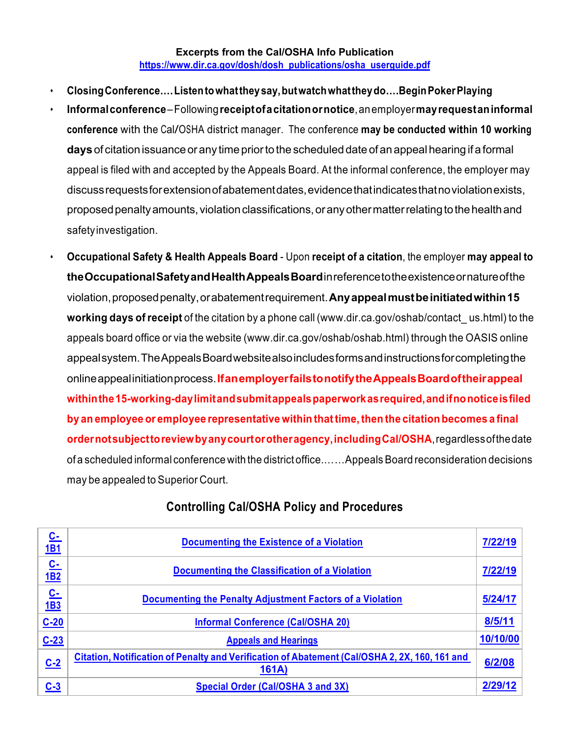**Excerpts from the Cal/OSHA Info Publication**
https://www.dir.ca.gov/dosh/dosh_publications/osha_userguide.pdf

- **Closing Conference.... Listen to what they say, but watch what they do....Begin Poker Playing**
- **Informal conference** – Following **receipt of a citation or notice**, an employer **may request an informal conference** with the Cal/OSHA district manager. The conference **may be conducted within 10 working days** of citation issuance or any time prior to the scheduled date of an appeal hearing if a formal appeal is filed with and accepted by the Appeals Board. At the informal conference, the employer may discuss requests for extension of abatement dates, evidence that indicates that no violation exists, proposed penalty amounts, violation classifications, or any other matter relating to the health and safety investigation.
- **Occupational Safety & Health Appeals Board** - Upon **receipt of a citation**, the employer **may appeal to the Occupational Safety and Health Appeals Board** in reference to the existence or nature of the violation, proposed penalty, or abatement requirement. **Any appeal must be initiated within 15 working days of receipt** of the citation by a phone call (www.dir.ca.gov/oshab/contact_ us.html) to the appeals board office or via the website (www.dir.ca.gov/oshab/oshab.html) through the OASIS online appeal system. The Appeals Board website also includes forms and instructions for completing the online appeal initiation process. **If an employer fails to notify the Appeals Board of their appeal within the 15-working-day limit and submit appeals paperwork as required, and if no notice is filed by an employee or employee representative within that time, then the citation becomes a final order not subject to review by any court or other agency, including Cal/OSHA**, regardless of the date of a scheduled informal conference with the district office.......Appeals Board reconsideration decisions may be appealed to Superior Court.

## Controlling Cal/OSHA Policy and Procedures

| | | |
|---|---|---|
| C-1B1 | Documenting the Existence of a Violation | 7/22/19 |
| C-1B2 | Documenting the Classification of a Violation | 7/22/19 |
| C-1B3 | Documenting the Penalty Adjustment Factors of a Violation | 5/24/17 |
| C-20 | Informal Conference (Cal/OSHA 20) | 8/5/11 |
| C-23 | Appeals and Hearings | 10/10/00 |
| C-2 | Citation, Notification of Penalty and Verification of Abatement (Cal/OSHA 2, 2X, 160, 161 and 161A) | 6/2/08 |
| C-3 | Special Order (Cal/OSHA 3 and 3X) | 2/29/12 |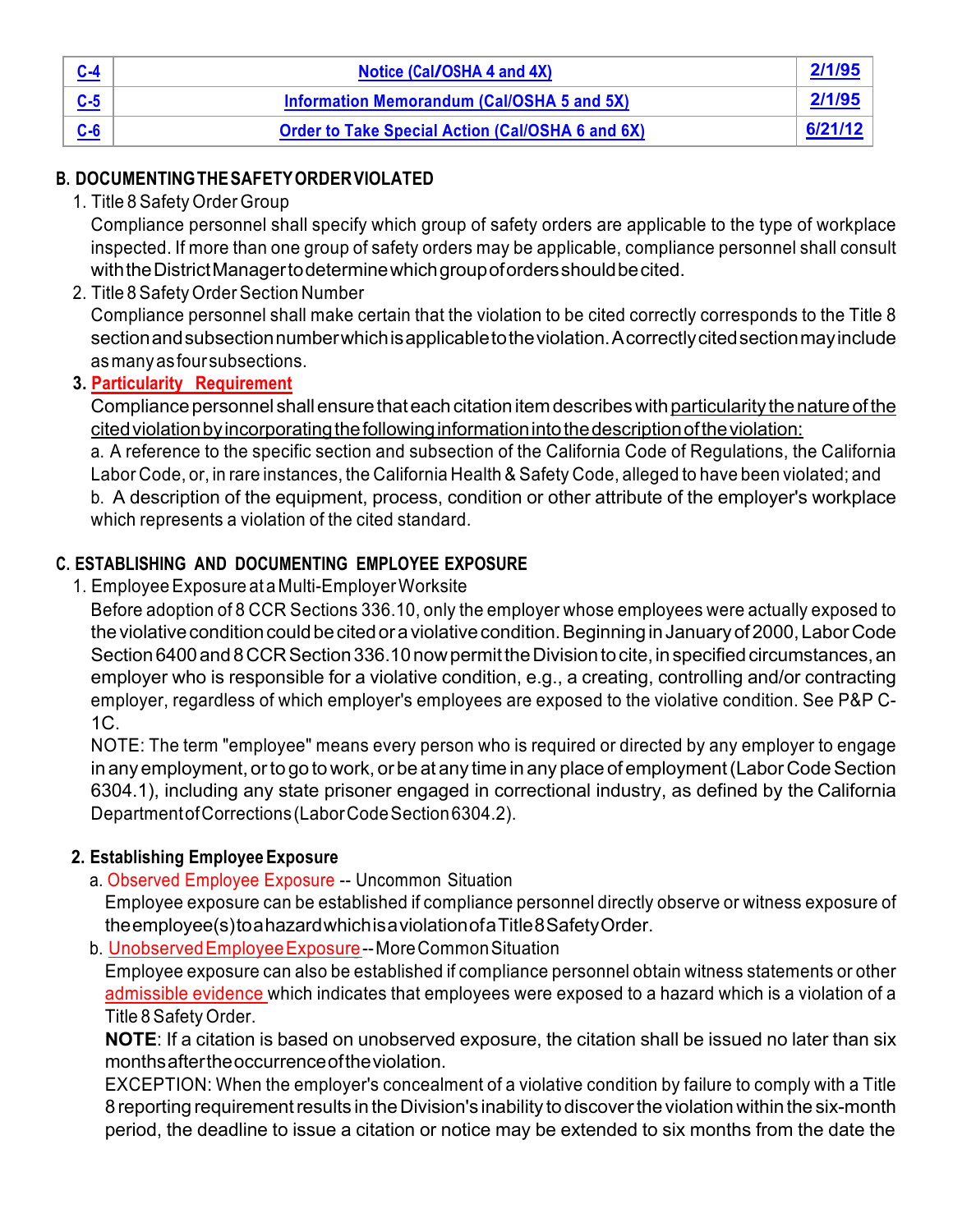| C-4 | Notice (Cal/OSHA 4 and 4X) | 2/1/95 |
|---|---|---|
| C-5 | Information Memorandum (Cal/OSHA 5 and 5X) | 2/1/95 |
| C-6 | Order to Take Special Action (Cal/OSHA 6 and 6X) | 6/21/12 |

## B. DOCUMENTING THE SAFETY ORDER VIOLATED

1. Title 8 Safety Order Group

   Compliance personnel shall specify which group of safety orders are applicable to the type of workplace inspected. If more than one group of safety orders may be applicable, compliance personnel shall consult with the District Manager to determine which group of orders should be cited.

2. Title 8 Safety Order Section Number

   Compliance personnel shall make certain that the violation to be cited correctly corresponds to the Title 8 section and subsection number which is applicable to the violation. A correctly cited section may include as many as four subsections.

3. **Particularity Requirement**

   Compliance personnel shall ensure that each citation item describes with particularity the nature of the cited violation by incorporating the following information into the description of the violation:

   a. A reference to the specific section and subsection of the California Code of Regulations, the California Labor Code, or, in rare instances, the California Health & Safety Code, alleged to have been violated; and

   b. A description of the equipment, process, condition or other attribute of the employer's workplace which represents a violation of the cited standard.

## C. ESTABLISHING AND DOCUMENTING EMPLOYEE EXPOSURE

1. Employee Exposure at a Multi-Employer Worksite

   Before adoption of 8 CCR Sections 336.10, only the employer whose employees were actually exposed to the violative condition could be cited or a violative condition. Beginning in January of 2000, Labor Code Section 6400 and 8 CCR Section 336.10 now permit the Division to cite, in specified circumstances, an employer who is responsible for a violative condition, e.g., a creating, controlling and/or contracting employer, regardless of which employer's employees are exposed to the violative condition. See P&P C-1C.

   NOTE: The term "employee" means every person who is required or directed by any employer to engage in any employment, or to go to work, or be at any time in any place of employment (Labor Code Section 6304.1), including any state prisoner engaged in correctional industry, as defined by the California Department of Corrections (Labor Code Section 6304.2).

2. **Establishing Employee Exposure**

   a. Observed Employee Exposure -- Uncommon Situation

   Employee exposure can be established if compliance personnel directly observe or witness exposure of the employee(s) to a hazard which is a violation of a Title 8 Safety Order.

   b. Unobserved Employee Exposure -- More Common Situation

   Employee exposure can also be established if compliance personnel obtain witness statements or other admissible evidence which indicates that employees were exposed to a hazard which is a violation of a Title 8 Safety Order.

   **NOTE**: If a citation is based on unobserved exposure, the citation shall be issued no later than six months after the occurrence of the violation.

   EXCEPTION: When the employer's concealment of a violative condition by failure to comply with a Title 8 reporting requirement results in the Division's inability to discover the violation within the six-month period, the deadline to issue a citation or notice may be extended to six months from the date the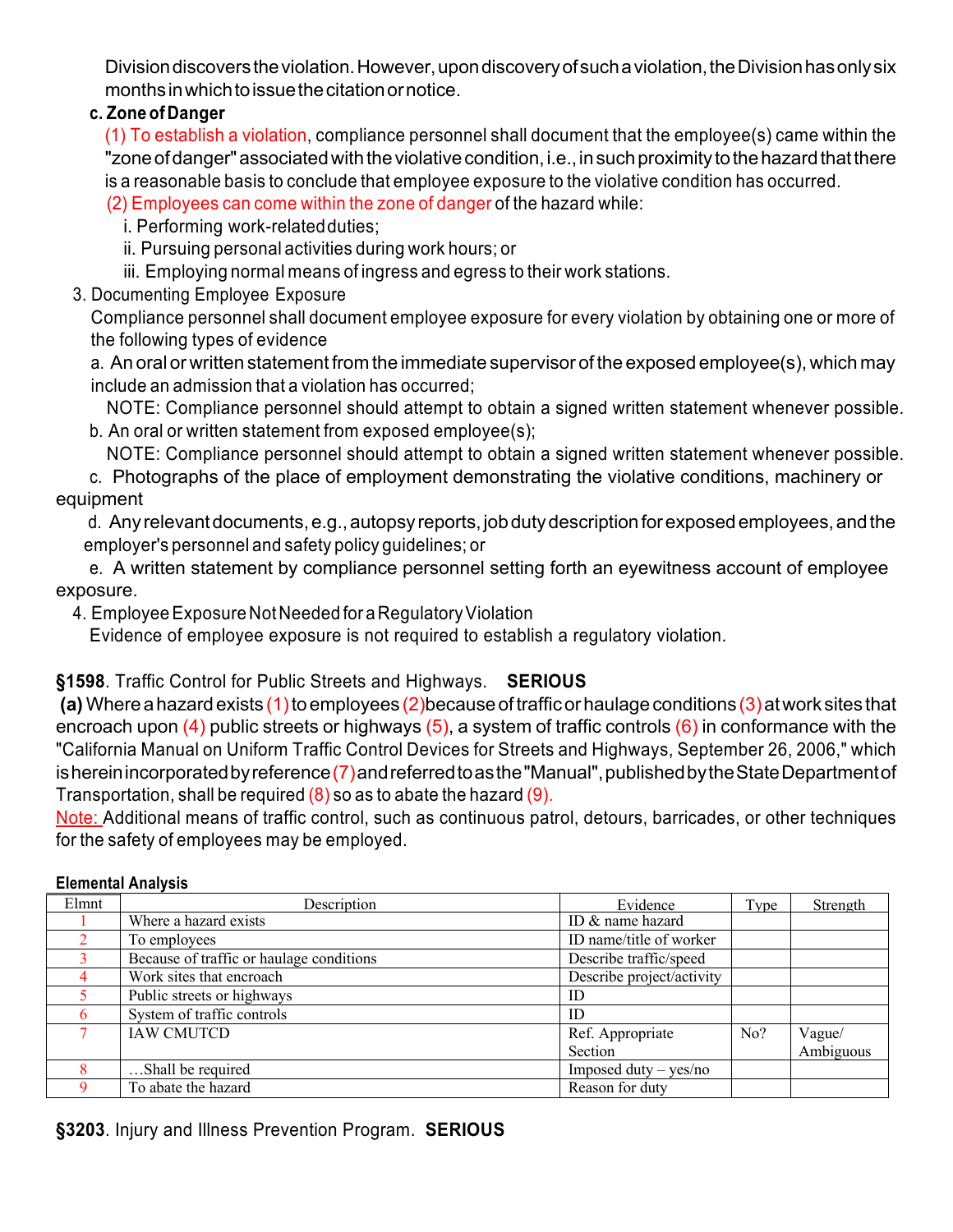Division discovers the violation. However, upon discovery of such a violation, the Division has only six months in which to issue the citation or notice.

**c. Zone of Danger**

(1) To establish a violation, compliance personnel shall document that the employee(s) came within the "zone of danger" associated with the violative condition, i.e., in such proximity to the hazard that there is a reasonable basis to conclude that employee exposure to the violative condition has occurred.

(2) Employees can come within the zone of danger of the hazard while:

i. Performing work-related duties;

ii. Pursuing personal activities during work hours; or

iii. Employing normal means of ingress and egress to their work stations.

3. Documenting Employee Exposure

Compliance personnel shall document employee exposure for every violation by obtaining one or more of the following types of evidence

a. An oral or written statement from the immediate supervisor of the exposed employee(s), which may include an admission that a violation has occurred;

NOTE: Compliance personnel should attempt to obtain a signed written statement whenever possible.

b. An oral or written statement from exposed employee(s);

NOTE: Compliance personnel should attempt to obtain a signed written statement whenever possible.

c. Photographs of the place of employment demonstrating the violative conditions, machinery or equipment

d. Any relevant documents, e.g., autopsy reports, job duty description for exposed employees, and the employer's personnel and safety policy guidelines; or

e. A written statement by compliance personnel setting forth an eyewitness account of employee exposure.

4. Employee Exposure Not Needed for a Regulatory Violation

Evidence of employee exposure is not required to establish a regulatory violation.

**§1598**. Traffic Control for Public Streets and Highways. **SERIOUS**

**(a)** Where a hazard exists (1) to employees (2) because of traffic or haulage conditions (3) at work sites that encroach upon (4) public streets or highways (5), a system of traffic controls (6) in conformance with the "California Manual on Uniform Traffic Control Devices for Streets and Highways, September 26, 2006," which is herein incorporated by reference (7) and referred to as the "Manual", published by the State Department of Transportation, shall be required (8) so as to abate the hazard (9).

Note: Additional means of traffic control, such as continuous patrol, detours, barricades, or other techniques for the safety of employees may be employed.

**Elemental Analysis**

| Elmnt | Description | Evidence | Type | Strength |
|---|---|---|---|---|
| 1 | Where a hazard exists | ID & name hazard | | |
| 2 | To employees | ID name/title of worker | | |
| 3 | Because of traffic or haulage conditions | Describe traffic/speed | | |
| 4 | Work sites that encroach | Describe project/activity | | |
| 5 | Public streets or highways | ID | | |
| 6 | System of traffic controls | ID | | |
| 7 | IAW CMUTCD | Ref. Appropriate Section | No? | Vague/ Ambiguous |
| 8 | …Shall be required | Imposed duty – yes/no | | |
| 9 | To abate the hazard | Reason for duty | | |

**§3203**. Injury and Illness Prevention Program. **SERIOUS**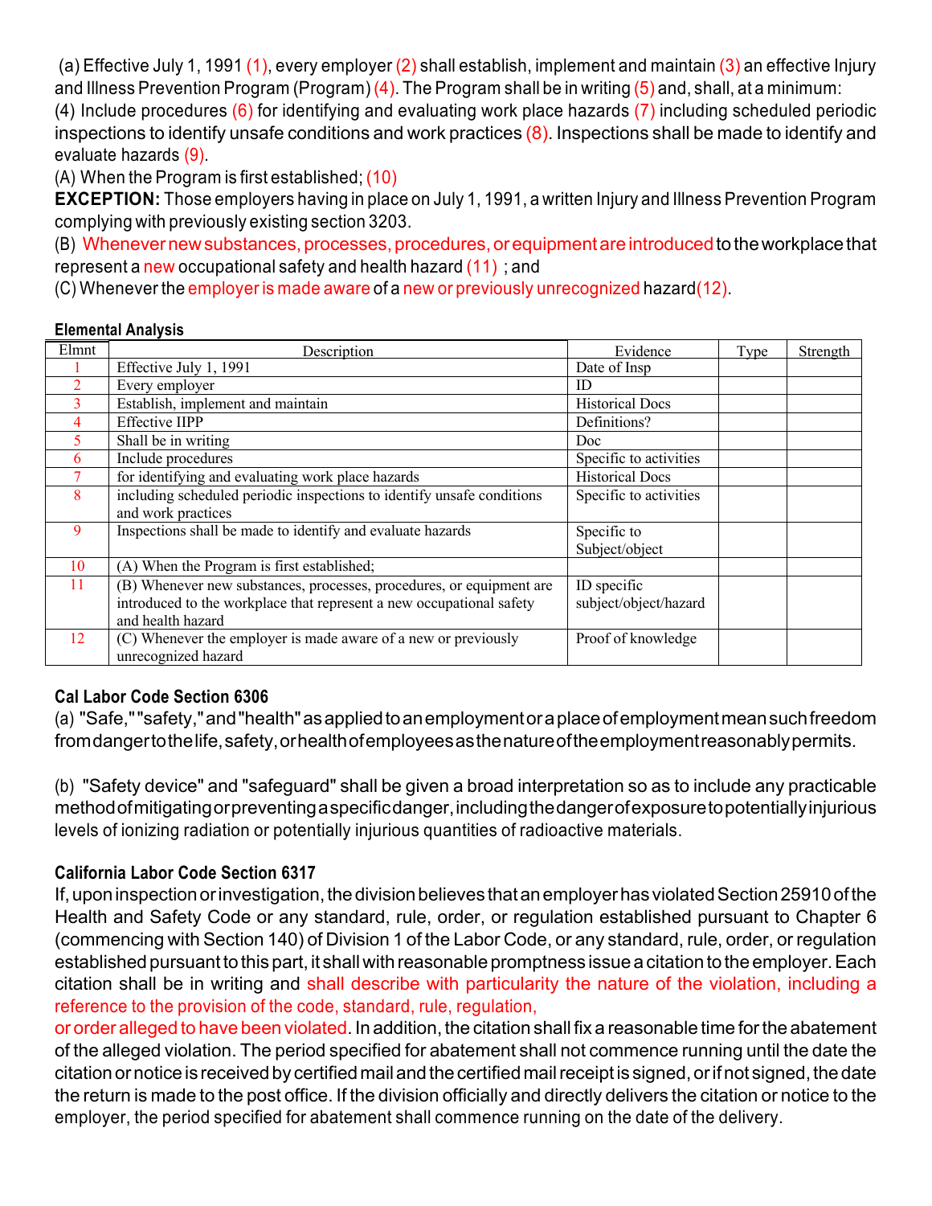(a) Effective July 1, 1991 (1), every employer (2) shall establish, implement and maintain (3) an effective Injury and Illness Prevention Program (Program) (4). The Program shall be in writing (5) and, shall, at a minimum:

(4) Include procedures (6) for identifying and evaluating work place hazards (7) including scheduled periodic inspections to identify unsafe conditions and work practices (8). Inspections shall be made to identify and evaluate hazards (9).

(A) When the Program is first established; (10)

**EXCEPTION:** Those employers having in place on July 1, 1991, a written Injury and Illness Prevention Program complying with previously existing section 3203.

(B) Whenever new substances, processes, procedures, or equipment are introduced to the workplace that represent a new occupational safety and health hazard (11) ; and

(C) Whenever the employer is made aware of a new or previously unrecognized hazard(12).

**Elemental Analysis**

| Elmnt | Description | Evidence | Type | Strength |
|---|---|---|---|---|
| 1 | Effective July 1, 1991 | Date of Insp | | |
| 2 | Every employer | ID | | |
| 3 | Establish, implement and maintain | Historical Docs | | |
| 4 | Effective IIPP | Definitions? | | |
| 5 | Shall be in writing | Doc | | |
| 6 | Include procedures | Specific to activities | | |
| 7 | for identifying and evaluating work place hazards | Historical Docs | | |
| 8 | including scheduled periodic inspections to identify unsafe conditions and work practices | Specific to activities | | |
| 9 | Inspections shall be made to identify and evaluate hazards | Specific to Subject/object | | |
| 10 | (A) When the Program is first established; | | | |
| 11 | (B) Whenever new substances, processes, procedures, or equipment are introduced to the workplace that represent a new occupational safety and health hazard | ID specific subject/object/hazard | | |
| 12 | (C) Whenever the employer is made aware of a new or previously unrecognized hazard | Proof of knowledge | | |

**Cal Labor Code Section 6306**

(a) "Safe," "safety," and "health" as applied to an employment or a place of employment mean such freedom from danger to the life, safety, or health of employees as the nature of the employment reasonably permits.

(b) "Safety device" and "safeguard" shall be given a broad interpretation so as to include any practicable method of mitigating or preventing a specific danger, including the danger of exposure to potentially injurious levels of ionizing radiation or potentially injurious quantities of radioactive materials.

**California Labor Code Section 6317**

If, upon inspection or investigation, the division believes that an employer has violated Section 25910 of the Health and Safety Code or any standard, rule, order, or regulation established pursuant to Chapter 6 (commencing with Section 140) of Division 1 of the Labor Code, or any standard, rule, order, or regulation established pursuant to this part, it shall with reasonable promptness issue a citation to the employer. Each citation shall be in writing and shall describe with particularity the nature of the violation, including a reference to the provision of the code, standard, rule, regulation, or order alleged to have been violated. In addition, the citation shall fix a reasonable time for the abatement of the alleged violation. The period specified for abatement shall not commence running until the date the citation or notice is received by certified mail and the certified mail receipt is signed, or if not signed, the date the return is made to the post office. If the division officially and directly delivers the citation or notice to the employer, the period specified for abatement shall commence running on the date of the delivery.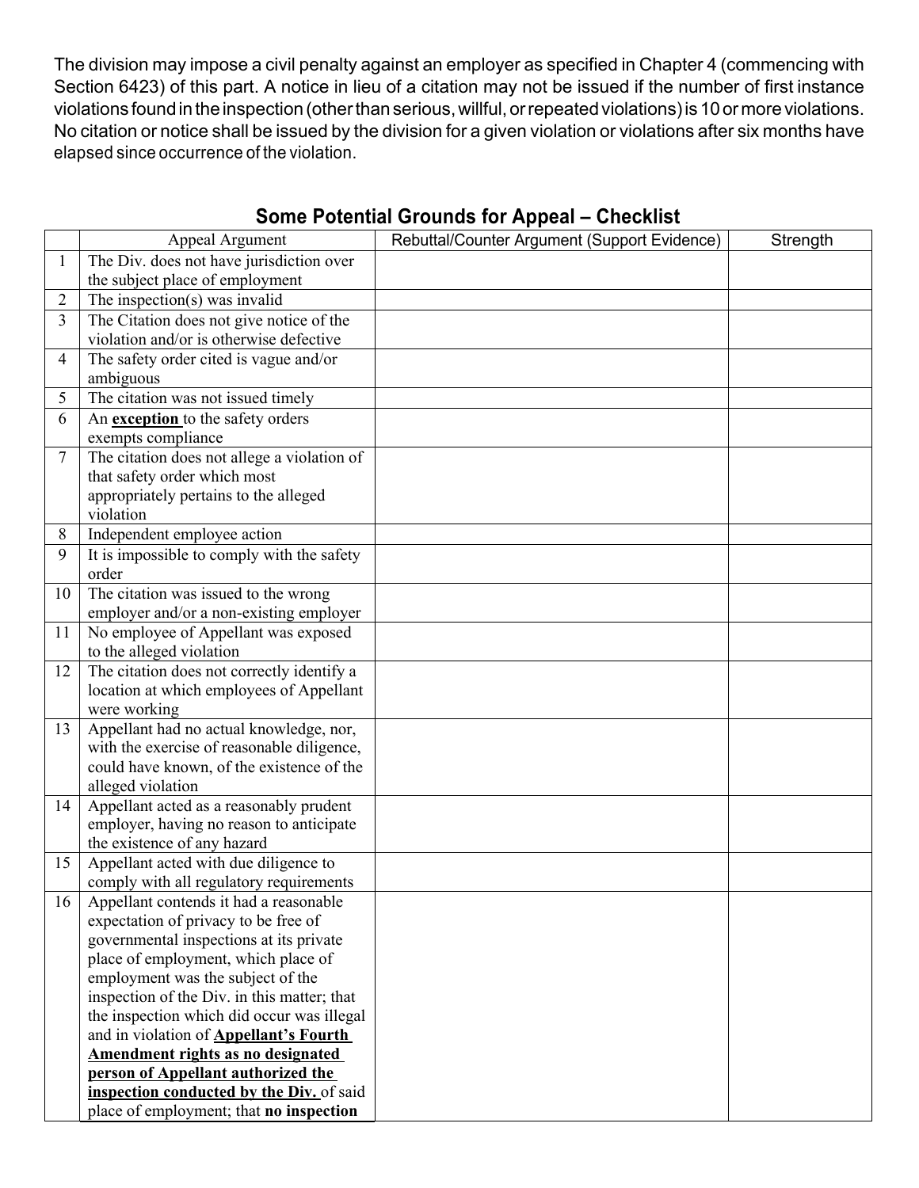The division may impose a civil penalty against an employer as specified in Chapter 4 (commencing with Section 6423) of this part. A notice in lieu of a citation may not be issued if the number of first instance violations found in the inspection (other than serious, willful, or repeated violations) is 10 or more violations. No citation or notice shall be issued by the division for a given violation or violations after six months have elapsed since occurrence of the violation.

## Some Potential Grounds for Appeal – Checklist

| | Appeal Argument | Rebuttal/Counter Argument (Support Evidence) | Strength |
|---|---|---|---|
| 1 | The Div. does not have jurisdiction over the subject place of employment | | |
| 2 | The inspection(s) was invalid | | |
| 3 | The Citation does not give notice of the violation and/or is otherwise defective | | |
| 4 | The safety order cited is vague and/or ambiguous | | |
| 5 | The citation was not issued timely | | |
| 6 | An **exception** to the safety orders exempts compliance | | |
| 7 | The citation does not allege a violation of that safety order which most appropriately pertains to the alleged violation | | |
| 8 | Independent employee action | | |
| 9 | It is impossible to comply with the safety order | | |
| 10 | The citation was issued to the wrong employer and/or a non-existing employer | | |
| 11 | No employee of Appellant was exposed to the alleged violation | | |
| 12 | The citation does not correctly identify a location at which employees of Appellant were working | | |
| 13 | Appellant had no actual knowledge, nor, with the exercise of reasonable diligence, could have known, of the existence of the alleged violation | | |
| 14 | Appellant acted as a reasonably prudent employer, having no reason to anticipate the existence of any hazard | | |
| 15 | Appellant acted with due diligence to comply with all regulatory requirements | | |
| 16 | Appellant contends it had a reasonable expectation of privacy to be free of governmental inspections at its private place of employment, which place of employment was the subject of the inspection of the Div. in this matter; that the inspection which did occur was illegal and in violation of **Appellant's Fourth Amendment rights as no designated person of Appellant authorized the inspection conducted by the Div.** of said place of employment; that **no inspection** | | |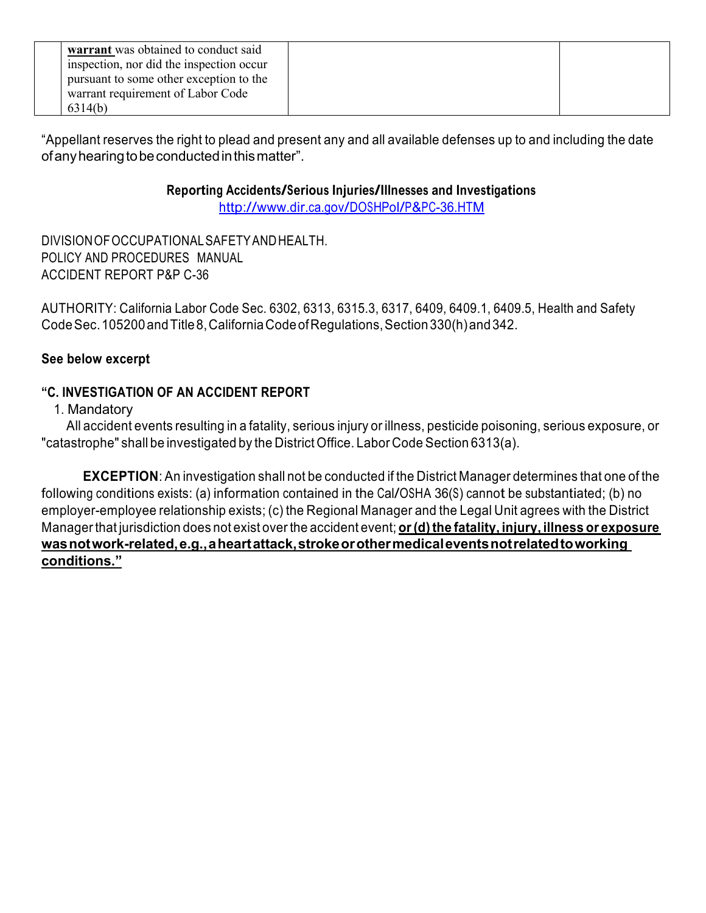| | **warrant** was obtained to conduct said inspection, nor did the inspection occur pursuant to some other exception to the warrant requirement of Labor Code 6314(b) | | |
|---|---|---|---|

"Appellant reserves the right to plead and present any and all available defenses up to and including the date of any hearing to be conducted in this matter".

**Reporting Accidents/Serious Injuries/Illnesses and Investigations**
http://www.dir.ca.gov/DOSHPol/P&PC-36.HTM

DIVISION OF OCCUPATIONAL SAFETY AND HEALTH.
POLICY AND PROCEDURES MANUAL
ACCIDENT REPORT P&P C-36

AUTHORITY: California Labor Code Sec. 6302, 6313, 6315.3, 6317, 6409, 6409.1, 6409.5, Health and Safety Code Sec. 105200 and Title 8, California Code of Regulations, Section 330(h) and 342.

**See below excerpt**

**"C. INVESTIGATION OF AN ACCIDENT REPORT**

1. Mandatory

All accident events resulting in a fatality, serious injury or illness, pesticide poisoning, serious exposure, or "catastrophe" shall be investigated by the District Office. Labor Code Section 6313(a).

**EXCEPTION**: An investigation shall not be conducted if the District Manager determines that one of the following conditions exists: (a) information contained in the Cal/OSHA 36(S) cannot be substantiated; (b) no employer-employee relationship exists; (c) the Regional Manager and the Legal Unit agrees with the District Manager that jurisdiction does not exist over the accident event; **or (d) the fatality, injury, illness or exposure was not work-related, e.g., a heart attack, stroke or other medical events not related to working conditions."**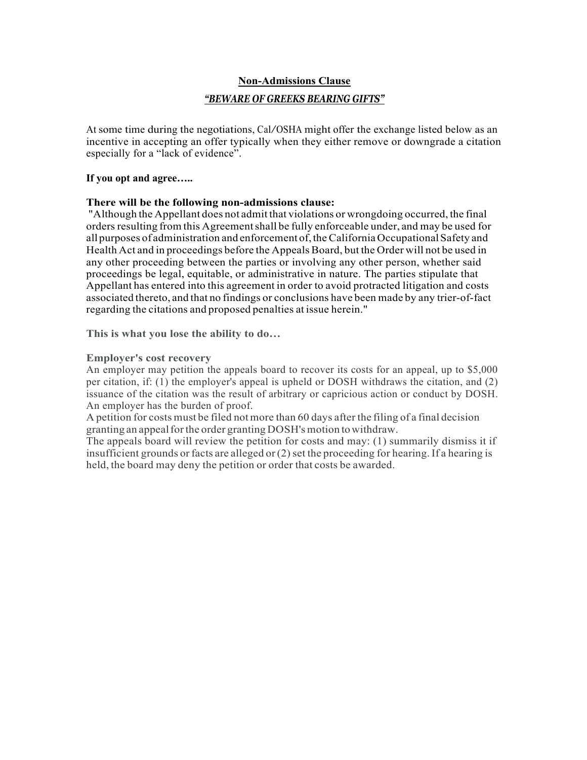## **Non-Admissions Clause**

***"BEWARE OF GREEKS BEARING GIFTS"***

At some time during the negotiations, Cal/OSHA might offer the exchange listed below as an incentive in accepting an offer typically when they either remove or downgrade a citation especially for a "lack of evidence".

**If you opt and agree…..**

**There will be the following non-admissions clause:**
"Although the Appellant does not admit that violations or wrongdoing occurred, the final orders resulting from this Agreement shall be fully enforceable under, and may be used for all purposes of administration and enforcement of, the California Occupational Safety and Health Act and in proceedings before the Appeals Board, but the Order will not be used in any other proceeding between the parties or involving any other person, whether said proceedings be legal, equitable, or administrative in nature. The parties stipulate that Appellant has entered into this agreement in order to avoid protracted litigation and costs associated thereto, and that no findings or conclusions have been made by any trier-of-fact regarding the citations and proposed penalties at issue herein."

**This is what you lose the ability to do…**

**Employer's cost recovery**
An employer may petition the appeals board to recover its costs for an appeal, up to $5,000 per citation, if: (1) the employer's appeal is upheld or DOSH withdraws the citation, and (2) issuance of the citation was the result of arbitrary or capricious action or conduct by DOSH. An employer has the burden of proof.
A petition for costs must be filed not more than 60 days after the filing of a final decision granting an appeal for the order granting DOSH's motion to withdraw.
The appeals board will review the petition for costs and may: (1) summarily dismiss it if insufficient grounds or facts are alleged or (2) set the proceeding for hearing. If a hearing is held, the board may deny the petition or order that costs be awarded.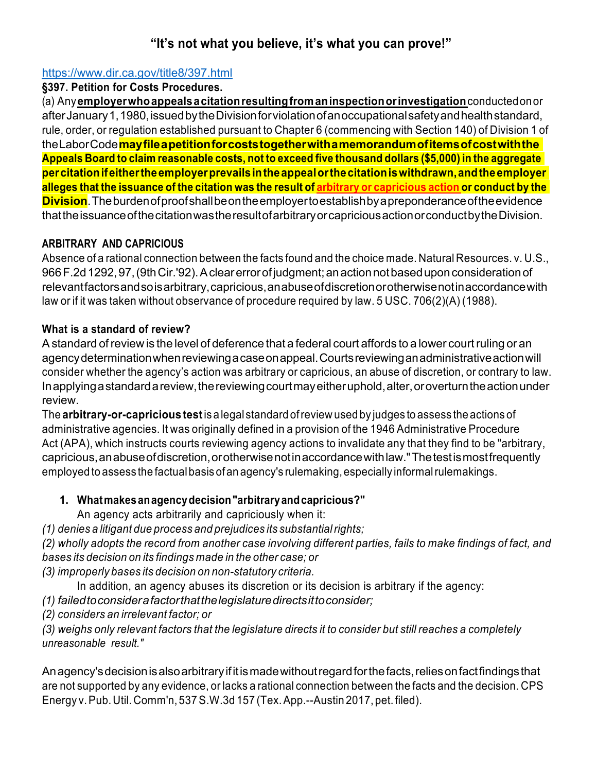# "It's not what you believe, it's what you can prove!"

https://www.dir.ca.gov/title8/397.html

**§397. Petition for Costs Procedures.**

(a) Any **employer who appeals a citation resulting from an inspection or investigation** conducted on or after January 1, 1980, issued by the Division for violation of an occupational safety and health standard, rule, order, or regulation established pursuant to Chapter 6 (commencing with Section 140) of Division 1 of the Labor Code **may file a petition for costs together with a memorandum of items of cost with the Appeals Board to claim reasonable costs, not to exceed five thousand dollars ($5,000) in the aggregate per citation if either the employer prevails in the appeal or the citation is withdrawn, and the employer alleges that the issuance of the citation was the result of arbitrary or capricious action or conduct by the Division**. The burden of proof shall be on the employer to establish by a preponderance of the evidence that the issuance of the citation was the result of arbitrary or capricious action or conduct by the Division.

### ARBITRARY AND CAPRICIOUS

Absence of a rational connection between the facts found and the choice made. Natural Resources. v. U.S., 966 F.2d 1292, 97, (9th Cir.'92). A clear error of judgment; an action not based upon consideration of relevant factors and so is arbitrary, capricious, an abuse of discretion or otherwise not in accordance with law or if it was taken without observance of procedure required by law. 5 USC. 706(2)(A) (1988).

### What is a standard of review?

A standard of review is the level of deference that a federal court affords to a lower court ruling or an agency determination when reviewing a case on appeal. Courts reviewing an administrative action will consider whether the agency's action was arbitrary or capricious, an abuse of discretion, or contrary to law. In applying a standard a review, the reviewing court may either uphold, alter, or overturn the action under review.

The **arbitrary-or-capricious test** is a legal standard of review used by judges to assess the actions of administrative agencies. It was originally defined in a provision of the 1946 Administrative Procedure Act (APA), which instructs courts reviewing agency actions to invalidate any that they find to be "arbitrary, capricious, an abuse of discretion, or otherwise not in accordance with law." The test is most frequently employed to assess the factual basis of an agency's rulemaking, especially informal rulemakings.

1. **What makes an agency decision "arbitrary and capricious?"**

   An agency acts arbitrarily and capriciously when it:

*(1) denies a litigant due process and prejudices its substantial rights;*

*(2) wholly adopts the record from another case involving different parties, fails to make findings of fact, and bases its decision on its findings made in the other case; or*

*(3) improperly bases its decision on non-statutory criteria.*

   In addition, an agency abuses its discretion or its decision is arbitrary if the agency:

*(1) failed to consider a factor that the legislature directs it to consider;*

*(2) considers an irrelevant factor; or*

*(3) weighs only relevant factors that the legislature directs it to consider but still reaches a completely unreasonable result."*

An agency's decision is also arbitrary if it is made without regard for the facts, relies on fact findings that are not supported by any evidence, or lacks a rational connection between the facts and the decision. CPS Energy v. Pub. Util. Comm'n, 537 S.W.3d 157 (Tex. App.--Austin 2017, pet. filed).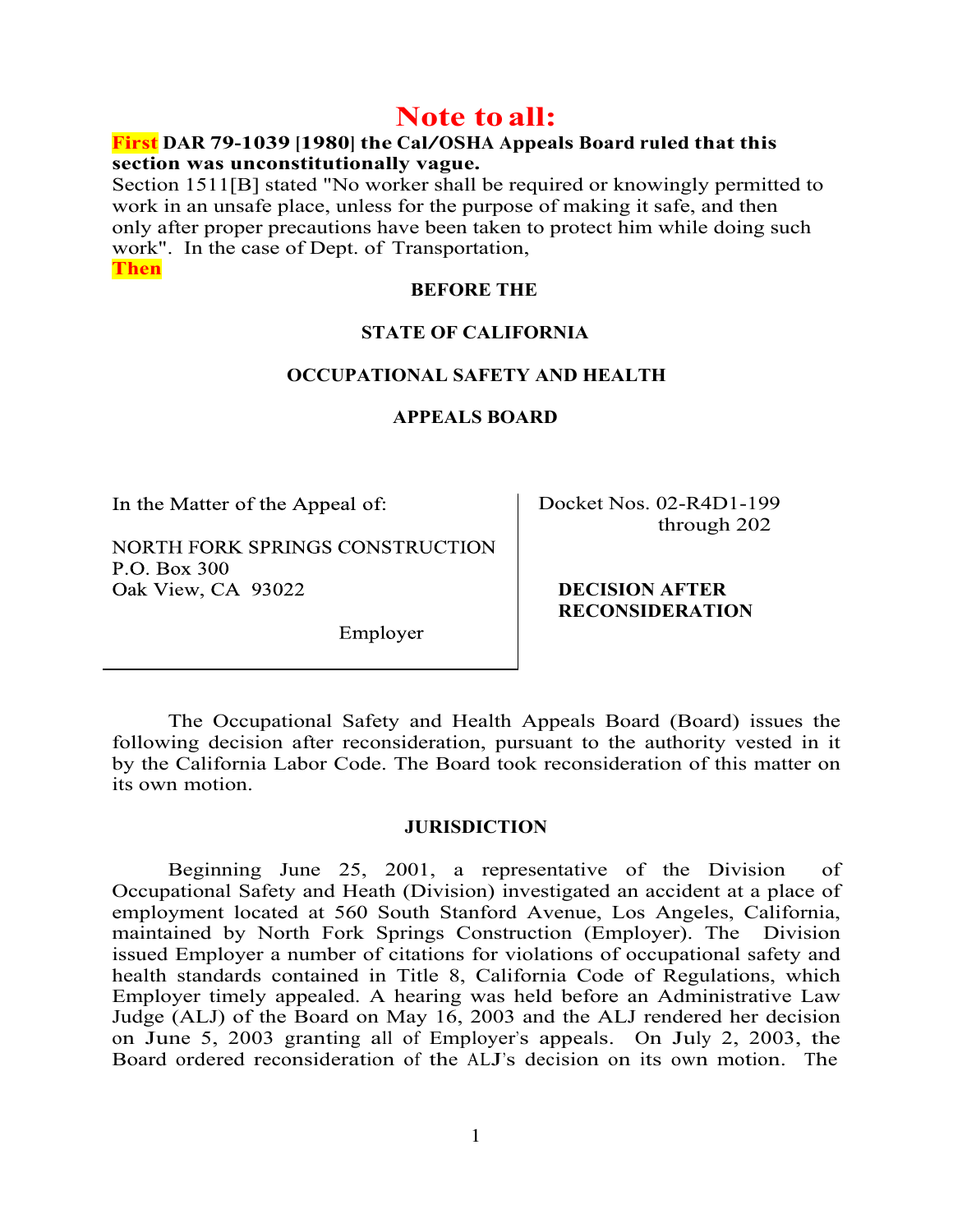# Note to all:

**First DAR 79-1039 [1980] the Cal/OSHA Appeals Board ruled that this section was unconstitutionally vague.**

Section 1511[B] stated "No worker shall be required or knowingly permitted to work in an unsafe place, unless for the purpose of making it safe, and then only after proper precautions have been taken to protect him while doing such work". In the case of Dept. of Transportation,

**Then**

**BEFORE THE**

**STATE OF CALIFORNIA**

**OCCUPATIONAL SAFETY AND HEALTH**

**APPEALS BOARD**

In the Matter of the Appeal of:

NORTH FORK SPRINGS CONSTRUCTION
P.O. Box 300
Oak View, CA 93022

Employer

Docket Nos. 02-R4D1-199 through 202

**DECISION AFTER RECONSIDERATION**

The Occupational Safety and Health Appeals Board (Board) issues the following decision after reconsideration, pursuant to the authority vested in it by the California Labor Code. The Board took reconsideration of this matter on its own motion.

**JURISDICTION**

Beginning June 25, 2001, a representative of the Division of Occupational Safety and Heath (Division) investigated an accident at a place of employment located at 560 South Stanford Avenue, Los Angeles, California, maintained by North Fork Springs Construction (Employer). The Division issued Employer a number of citations for violations of occupational safety and health standards contained in Title 8, California Code of Regulations, which Employer timely appealed. A hearing was held before an Administrative Law Judge (ALJ) of the Board on May 16, 2003 and the ALJ rendered her decision on June 5, 2003 granting all of Employer's appeals. On July 2, 2003, the Board ordered reconsideration of the ALJ's decision on its own motion. The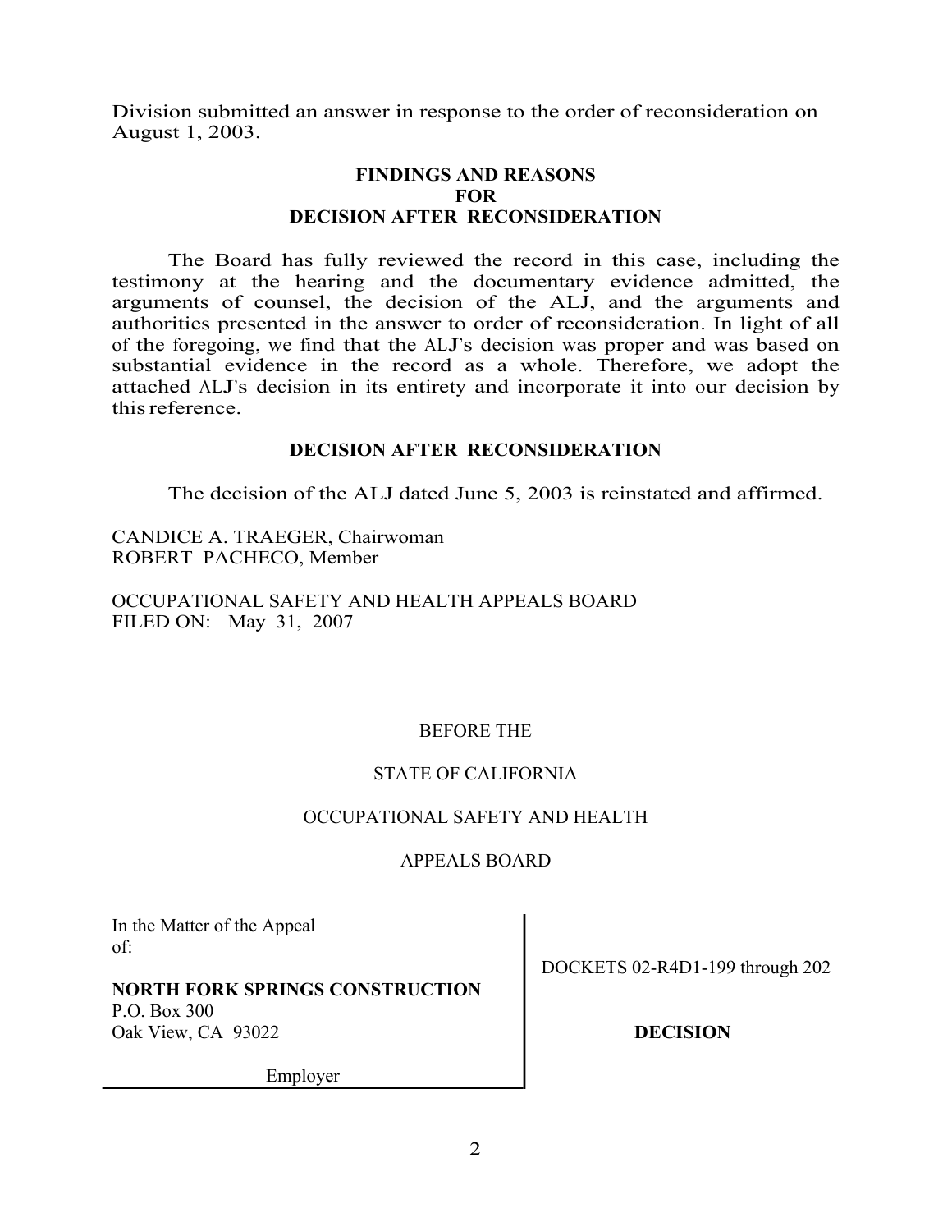Division submitted an answer in response to the order of reconsideration on August 1, 2003.

**FINDINGS AND REASONS FOR DECISION AFTER RECONSIDERATION**

The Board has fully reviewed the record in this case, including the testimony at the hearing and the documentary evidence admitted, the arguments of counsel, the decision of the ALJ, and the arguments and authorities presented in the answer to order of reconsideration. In light of all of the foregoing, we find that the ALJ's decision was proper and was based on substantial evidence in the record as a whole. Therefore, we adopt the attached ALJ's decision in its entirety and incorporate it into our decision by this reference.

**DECISION AFTER RECONSIDERATION**

The decision of the ALJ dated June 5, 2003 is reinstated and affirmed.

CANDICE A. TRAEGER, Chairwoman
ROBERT PACHECO, Member

OCCUPATIONAL SAFETY AND HEALTH APPEALS BOARD
FILED ON: May 31, 2007

BEFORE THE

STATE OF CALIFORNIA

OCCUPATIONAL SAFETY AND HEALTH

APPEALS BOARD

| In the Matter of the Appeal of: **NORTH FORK SPRINGS CONSTRUCTION** P.O. Box 300 Oak View, CA 93022 Employer | DOCKETS 02-R4D1-199 through 202 **DECISION** |
|---|---|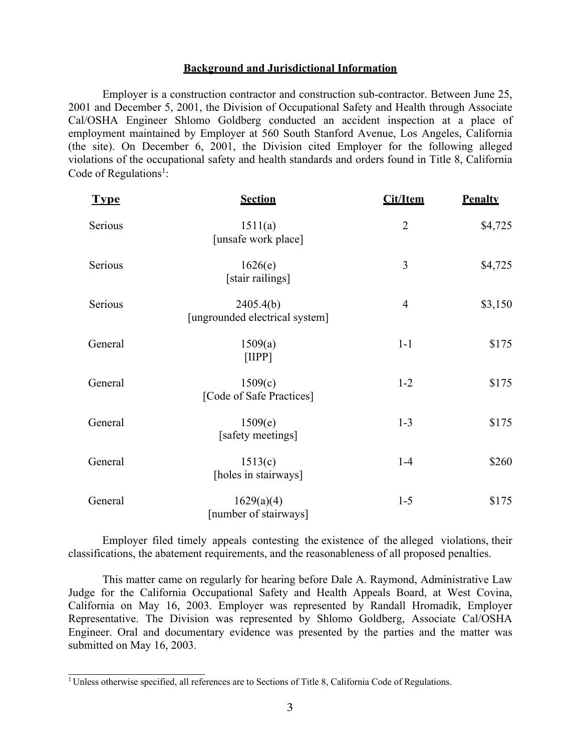## Background and Jurisdictional Information

Employer is a construction contractor and construction sub-contractor. Between June 25, 2001 and December 5, 2001, the Division of Occupational Safety and Health through Associate Cal/OSHA Engineer Shlomo Goldberg conducted an accident inspection at a place of employment maintained by Employer at 560 South Stanford Avenue, Los Angeles, California (the site). On December 6, 2001, the Division cited Employer for the following alleged violations of the occupational safety and health standards and orders found in Title 8, California Code of Regulations[1]:

| Type | Section | Cit/Item | Penalty |
|---|---|---|---|
| Serious | 1511(a) [unsafe work place] | 2 | $4,725 |
| Serious | 1626(e) [stair railings] | 3 | $4,725 |
| Serious | 2405.4(b) [ungrounded electrical system] | 4 | $3,150 |
| General | 1509(a) [IIPP] | 1-1 | $175 |
| General | 1509(c) [Code of Safe Practices] | 1-2 | $175 |
| General | 1509(e) [safety meetings] | 1-3 | $175 |
| General | 1513(c) [holes in stairways] | 1-4 | $260 |
| General | 1629(a)(4) [number of stairways] | 1-5 | $175 |

Employer filed timely appeals contesting the existence of the alleged violations, their classifications, the abatement requirements, and the reasonableness of all proposed penalties.

This matter came on regularly for hearing before Dale A. Raymond, Administrative Law Judge for the California Occupational Safety and Health Appeals Board, at West Covina, California on May 16, 2003. Employer was represented by Randall Hromadik, Employer Representative. The Division was represented by Shlomo Goldberg, Associate Cal/OSHA Engineer. Oral and documentary evidence was presented by the parties and the matter was submitted on May 16, 2003.

[1] Unless otherwise specified, all references are to Sections of Title 8, California Code of Regulations.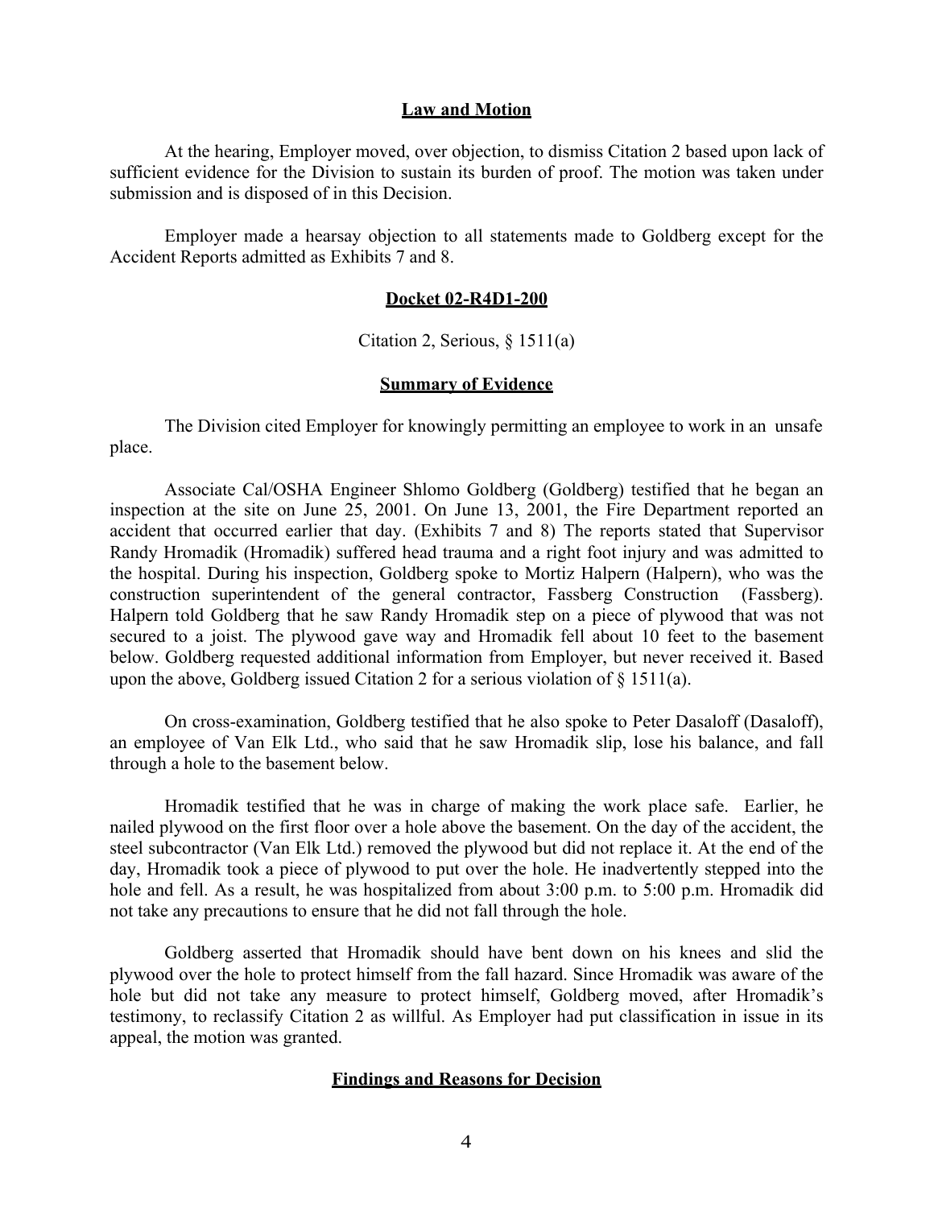## Law and Motion

At the hearing, Employer moved, over objection, to dismiss Citation 2 based upon lack of sufficient evidence for the Division to sustain its burden of proof. The motion was taken under submission and is disposed of in this Decision.

Employer made a hearsay objection to all statements made to Goldberg except for the Accident Reports admitted as Exhibits 7 and 8.

## Docket 02-R4D1-200

Citation 2, Serious, § 1511(a)

### Summary of Evidence

The Division cited Employer for knowingly permitting an employee to work in an unsafe place.

Associate Cal/OSHA Engineer Shlomo Goldberg (Goldberg) testified that he began an inspection at the site on June 25, 2001. On June 13, 2001, the Fire Department reported an accident that occurred earlier that day. (Exhibits 7 and 8) The reports stated that Supervisor Randy Hromadik (Hromadik) suffered head trauma and a right foot injury and was admitted to the hospital. During his inspection, Goldberg spoke to Mortiz Halpern (Halpern), who was the construction superintendent of the general contractor, Fassberg Construction (Fassberg). Halpern told Goldberg that he saw Randy Hromadik step on a piece of plywood that was not secured to a joist. The plywood gave way and Hromadik fell about 10 feet to the basement below. Goldberg requested additional information from Employer, but never received it. Based upon the above, Goldberg issued Citation 2 for a serious violation of § 1511(a).

On cross-examination, Goldberg testified that he also spoke to Peter Dasaloff (Dasaloff), an employee of Van Elk Ltd., who said that he saw Hromadik slip, lose his balance, and fall through a hole to the basement below.

Hromadik testified that he was in charge of making the work place safe. Earlier, he nailed plywood on the first floor over a hole above the basement. On the day of the accident, the steel subcontractor (Van Elk Ltd.) removed the plywood but did not replace it. At the end of the day, Hromadik took a piece of plywood to put over the hole. He inadvertently stepped into the hole and fell. As a result, he was hospitalized from about 3:00 p.m. to 5:00 p.m. Hromadik did not take any precautions to ensure that he did not fall through the hole.

Goldberg asserted that Hromadik should have bent down on his knees and slid the plywood over the hole to protect himself from the fall hazard. Since Hromadik was aware of the hole but did not take any measure to protect himself, Goldberg moved, after Hromadik's testimony, to reclassify Citation 2 as willful. As Employer had put classification in issue in its appeal, the motion was granted.

### Findings and Reasons for Decision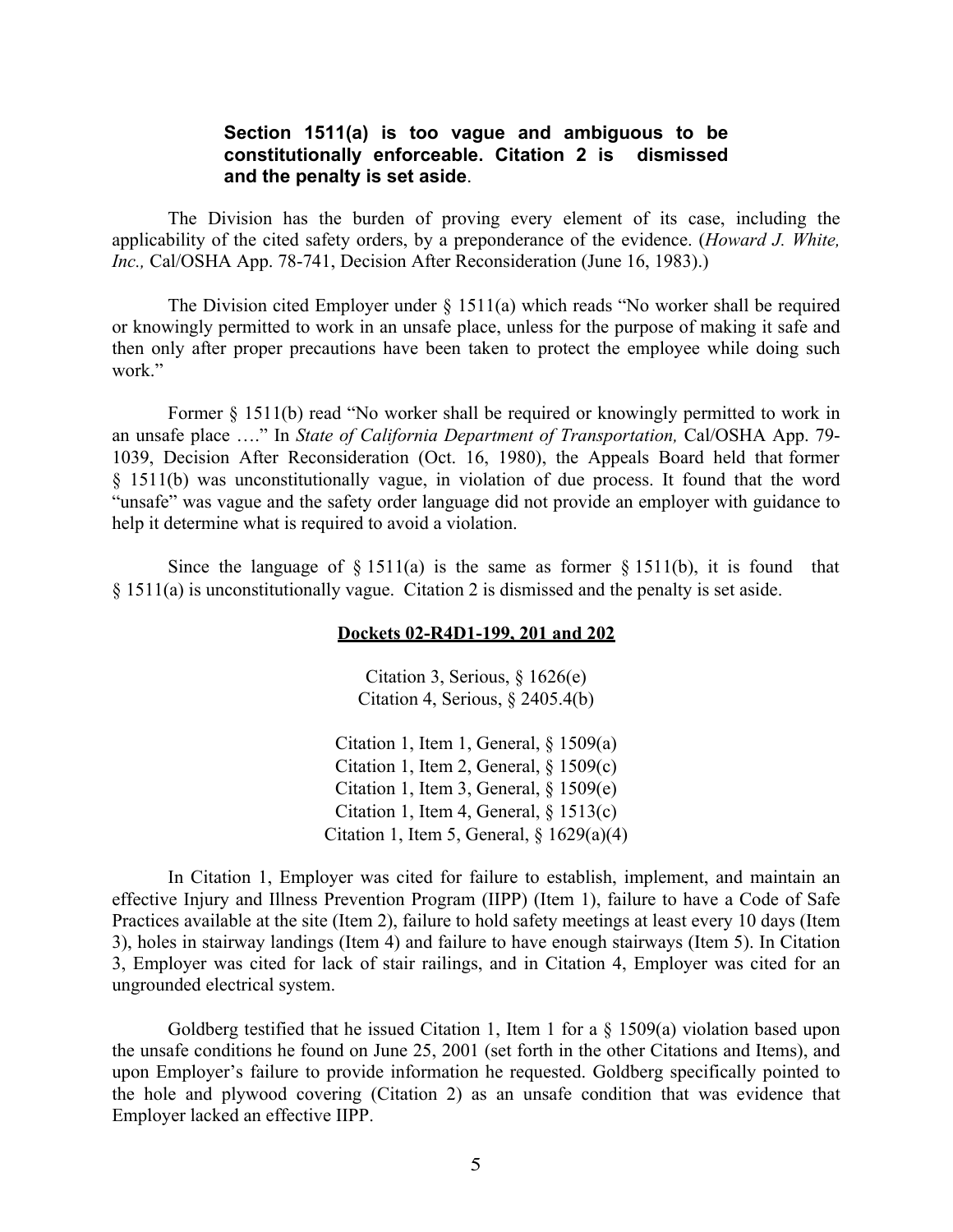**Section 1511(a) is too vague and ambiguous to be constitutionally enforceable. Citation 2 is dismissed and the penalty is set aside**.

The Division has the burden of proving every element of its case, including the applicability of the cited safety orders, by a preponderance of the evidence. (*Howard J. White, Inc.,* Cal/OSHA App. 78-741, Decision After Reconsideration (June 16, 1983).)

The Division cited Employer under § 1511(a) which reads "No worker shall be required or knowingly permitted to work in an unsafe place, unless for the purpose of making it safe and then only after proper precautions have been taken to protect the employee while doing such work."

Former § 1511(b) read "No worker shall be required or knowingly permitted to work in an unsafe place …." In *State of California Department of Transportation,* Cal/OSHA App. 79-1039, Decision After Reconsideration (Oct. 16, 1980), the Appeals Board held that former § 1511(b) was unconstitutionally vague, in violation of due process. It found that the word "unsafe" was vague and the safety order language did not provide an employer with guidance to help it determine what is required to avoid a violation.

Since the language of § 1511(a) is the same as former § 1511(b), it is found that § 1511(a) is unconstitutionally vague. Citation 2 is dismissed and the penalty is set aside.

**<u>Dockets 02-R4D1-199, 201 and 202</u>**

Citation 3, Serious, § 1626(e)
Citation 4, Serious, § 2405.4(b)

Citation 1, Item 1, General, § 1509(a)
Citation 1, Item 2, General, § 1509(c)
Citation 1, Item 3, General, § 1509(e)
Citation 1, Item 4, General, § 1513(c)
Citation 1, Item 5, General, § 1629(a)(4)

In Citation 1, Employer was cited for failure to establish, implement, and maintain an effective Injury and Illness Prevention Program (IIPP) (Item 1), failure to have a Code of Safe Practices available at the site (Item 2), failure to hold safety meetings at least every 10 days (Item 3), holes in stairway landings (Item 4) and failure to have enough stairways (Item 5). In Citation 3, Employer was cited for lack of stair railings, and in Citation 4, Employer was cited for an ungrounded electrical system.

Goldberg testified that he issued Citation 1, Item 1 for a § 1509(a) violation based upon the unsafe conditions he found on June 25, 2001 (set forth in the other Citations and Items), and upon Employer's failure to provide information he requested. Goldberg specifically pointed to the hole and plywood covering (Citation 2) as an unsafe condition that was evidence that Employer lacked an effective IIPP.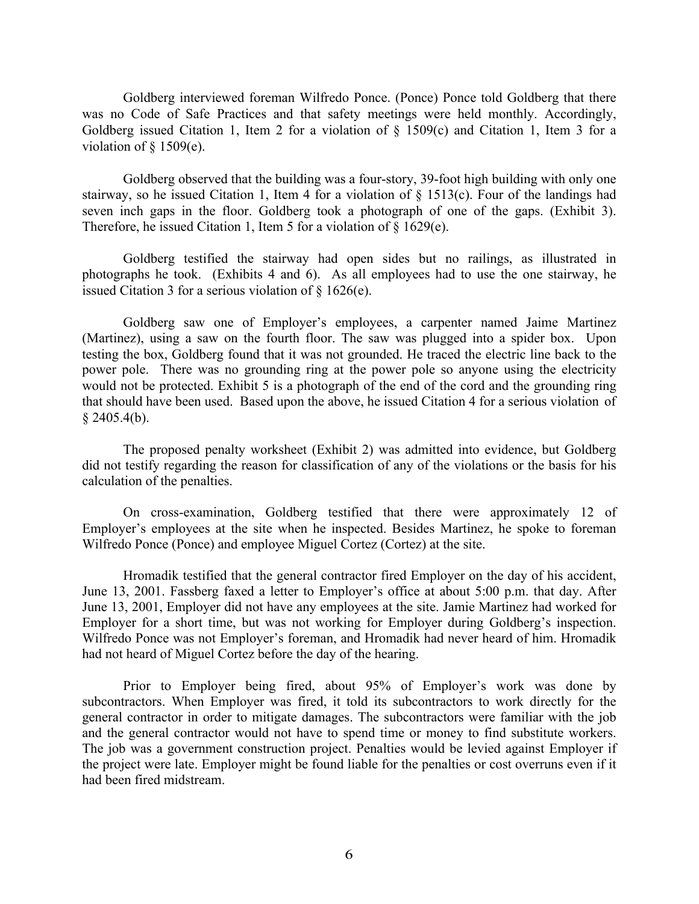Goldberg interviewed foreman Wilfredo Ponce. (Ponce) Ponce told Goldberg that there was no Code of Safe Practices and that safety meetings were held monthly. Accordingly, Goldberg issued Citation 1, Item 2 for a violation of § 1509(c) and Citation 1, Item 3 for a violation of § 1509(e).

Goldberg observed that the building was a four-story, 39-foot high building with only one stairway, so he issued Citation 1, Item 4 for a violation of § 1513(c). Four of the landings had seven inch gaps in the floor. Goldberg took a photograph of one of the gaps. (Exhibit 3). Therefore, he issued Citation 1, Item 5 for a violation of § 1629(e).

Goldberg testified the stairway had open sides but no railings, as illustrated in photographs he took. (Exhibits 4 and 6). As all employees had to use the one stairway, he issued Citation 3 for a serious violation of § 1626(e).

Goldberg saw one of Employer's employees, a carpenter named Jaime Martinez (Martinez), using a saw on the fourth floor. The saw was plugged into a spider box. Upon testing the box, Goldberg found that it was not grounded. He traced the electric line back to the power pole. There was no grounding ring at the power pole so anyone using the electricity would not be protected. Exhibit 5 is a photograph of the end of the cord and the grounding ring that should have been used. Based upon the above, he issued Citation 4 for a serious violation of § 2405.4(b).

The proposed penalty worksheet (Exhibit 2) was admitted into evidence, but Goldberg did not testify regarding the reason for classification of any of the violations or the basis for his calculation of the penalties.

On cross-examination, Goldberg testified that there were approximately 12 of Employer's employees at the site when he inspected. Besides Martinez, he spoke to foreman Wilfredo Ponce (Ponce) and employee Miguel Cortez (Cortez) at the site.

Hromadik testified that the general contractor fired Employer on the day of his accident, June 13, 2001. Fassberg faxed a letter to Employer's office at about 5:00 p.m. that day. After June 13, 2001, Employer did not have any employees at the site. Jamie Martinez had worked for Employer for a short time, but was not working for Employer during Goldberg's inspection. Wilfredo Ponce was not Employer's foreman, and Hromadik had never heard of him. Hromadik had not heard of Miguel Cortez before the day of the hearing.

Prior to Employer being fired, about 95% of Employer's work was done by subcontractors. When Employer was fired, it told its subcontractors to work directly for the general contractor in order to mitigate damages. The subcontractors were familiar with the job and the general contractor would not have to spend time or money to find substitute workers. The job was a government construction project. Penalties would be levied against Employer if the project were late. Employer might be found liable for the penalties or cost overruns even if it had been fired midstream.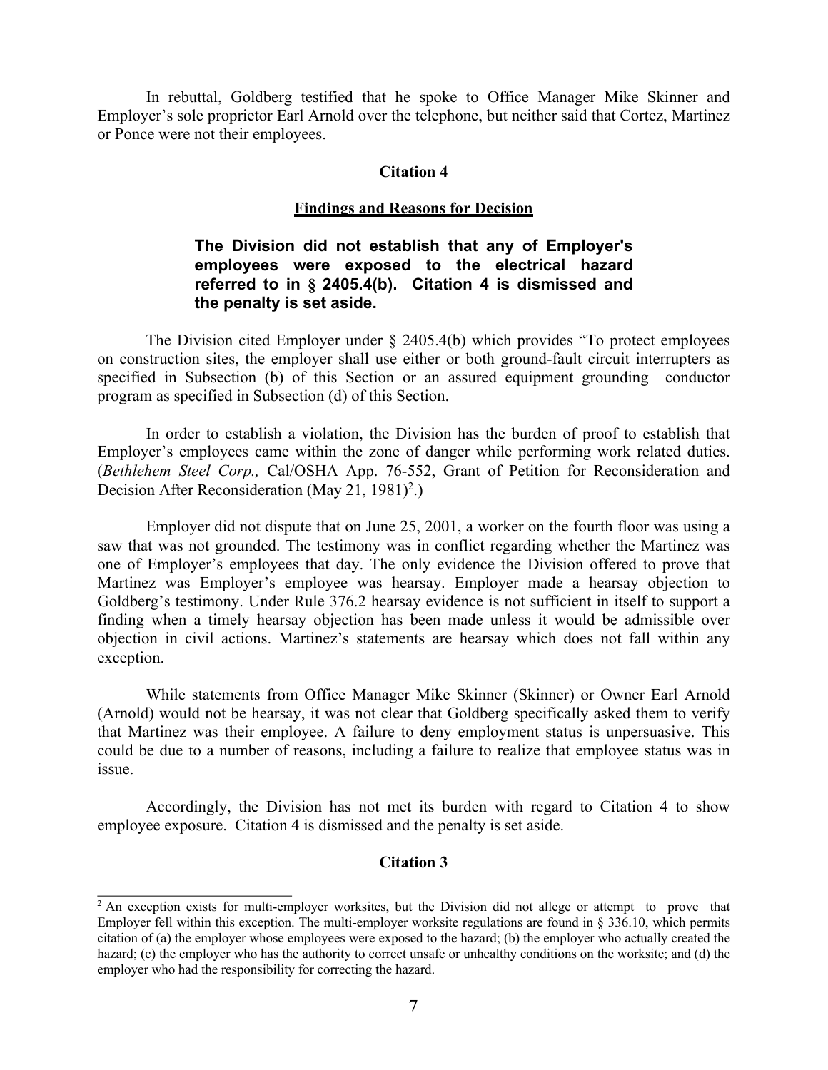In rebuttal, Goldberg testified that he spoke to Office Manager Mike Skinner and Employer's sole proprietor Earl Arnold over the telephone, but neither said that Cortez, Martinez or Ponce were not their employees.

**Citation 4**

**Findings and Reasons for Decision**

> **The Division did not establish that any of Employer's employees were exposed to the electrical hazard referred to in § 2405.4(b). Citation 4 is dismissed and the penalty is set aside.**

The Division cited Employer under § 2405.4(b) which provides "To protect employees on construction sites, the employer shall use either or both ground-fault circuit interrupters as specified in Subsection (b) of this Section or an assured equipment grounding conductor program as specified in Subsection (d) of this Section.

In order to establish a violation, the Division has the burden of proof to establish that Employer's employees came within the zone of danger while performing work related duties. (*Bethlehem Steel Corp.,* Cal/OSHA App. 76-552, Grant of Petition for Reconsideration and Decision After Reconsideration (May 21, 1981)[2].)

Employer did not dispute that on June 25, 2001, a worker on the fourth floor was using a saw that was not grounded. The testimony was in conflict regarding whether the Martinez was one of Employer's employees that day. The only evidence the Division offered to prove that Martinez was Employer's employee was hearsay. Employer made a hearsay objection to Goldberg's testimony. Under Rule 376.2 hearsay evidence is not sufficient in itself to support a finding when a timely hearsay objection has been made unless it would be admissible over objection in civil actions. Martinez's statements are hearsay which does not fall within any exception.

While statements from Office Manager Mike Skinner (Skinner) or Owner Earl Arnold (Arnold) would not be hearsay, it was not clear that Goldberg specifically asked them to verify that Martinez was their employee. A failure to deny employment status is unpersuasive. This could be due to a number of reasons, including a failure to realize that employee status was in issue.

Accordingly, the Division has not met its burden with regard to Citation 4 to show employee exposure. Citation 4 is dismissed and the penalty is set aside.

**Citation 3**

---

[2] An exception exists for multi-employer worksites, but the Division did not allege or attempt to prove that Employer fell within this exception. The multi-employer worksite regulations are found in § 336.10, which permits citation of (a) the employer whose employees were exposed to the hazard; (b) the employer who actually created the hazard; (c) the employer who has the authority to correct unsafe or unhealthy conditions on the worksite; and (d) the employer who had the responsibility for correcting the hazard.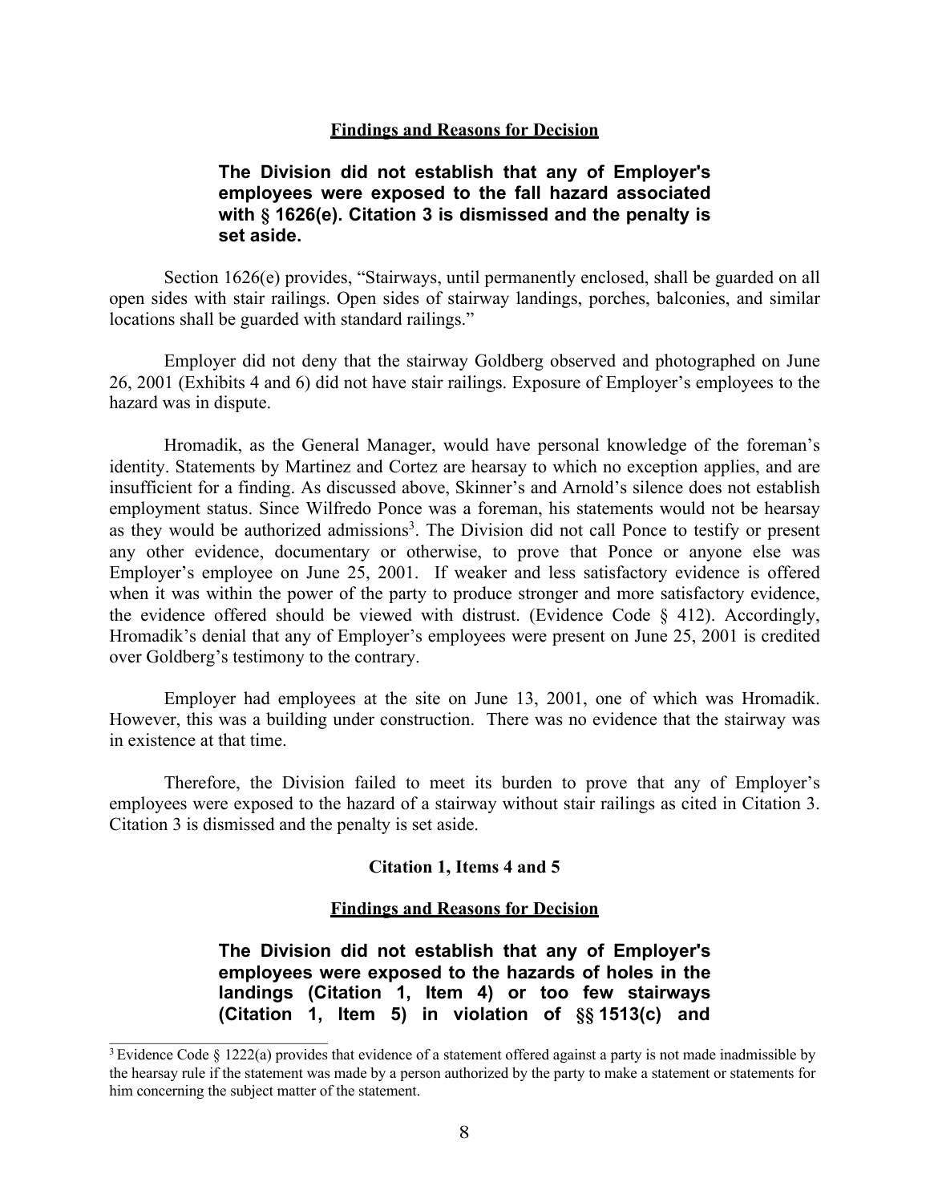## Findings and Reasons for Decision

**The Division did not establish that any of Employer's employees were exposed to the fall hazard associated with § 1626(e). Citation 3 is dismissed and the penalty is set aside.**

Section 1626(e) provides, "Stairways, until permanently enclosed, shall be guarded on all open sides with stair railings. Open sides of stairway landings, porches, balconies, and similar locations shall be guarded with standard railings."

Employer did not deny that the stairway Goldberg observed and photographed on June 26, 2001 (Exhibits 4 and 6) did not have stair railings. Exposure of Employer's employees to the hazard was in dispute.

Hromadik, as the General Manager, would have personal knowledge of the foreman's identity. Statements by Martinez and Cortez are hearsay to which no exception applies, and are insufficient for a finding. As discussed above, Skinner's and Arnold's silence does not establish employment status. Since Wilfredo Ponce was a foreman, his statements would not be hearsay as they would be authorized admissions[3]. The Division did not call Ponce to testify or present any other evidence, documentary or otherwise, to prove that Ponce or anyone else was Employer's employee on June 25, 2001. If weaker and less satisfactory evidence is offered when it was within the power of the party to produce stronger and more satisfactory evidence, the evidence offered should be viewed with distrust. (Evidence Code § 412). Accordingly, Hromadik's denial that any of Employer's employees were present on June 25, 2001 is credited over Goldberg's testimony to the contrary.

Employer had employees at the site on June 13, 2001, one of which was Hromadik. However, this was a building under construction. There was no evidence that the stairway was in existence at that time.

Therefore, the Division failed to meet its burden to prove that any of Employer's employees were exposed to the hazard of a stairway without stair railings as cited in Citation 3. Citation 3 is dismissed and the penalty is set aside.

### Citation 1, Items 4 and 5

## Findings and Reasons for Decision

**The Division did not establish that any of Employer's employees were exposed to the hazards of holes in the landings (Citation 1, Item 4) or too few stairways (Citation 1, Item 5) in violation of §§ 1513(c) and**

---

[3] Evidence Code § 1222(a) provides that evidence of a statement offered against a party is not made inadmissible by the hearsay rule if the statement was made by a person authorized by the party to make a statement or statements for him concerning the subject matter of the statement.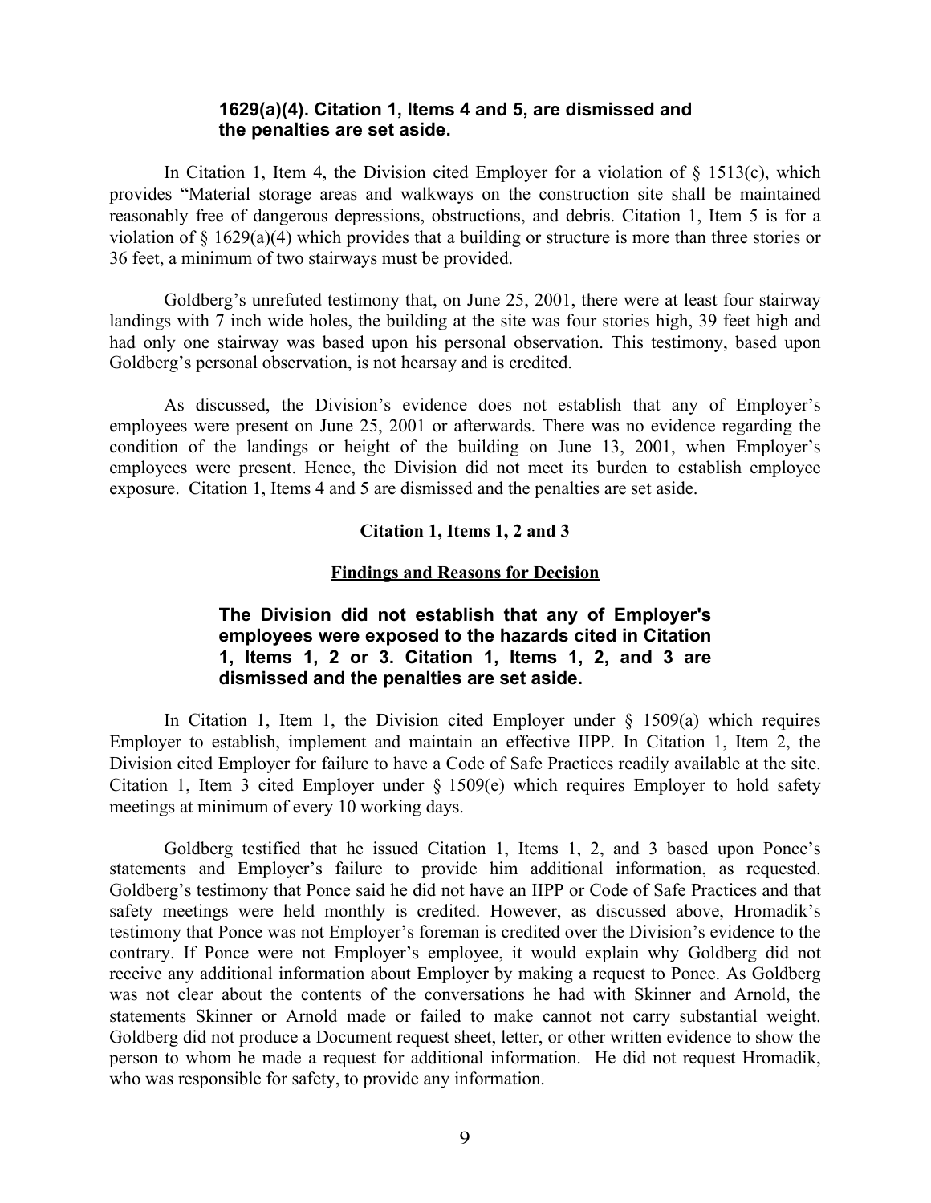**1629(a)(4). Citation 1, Items 4 and 5, are dismissed and the penalties are set aside.**

In Citation 1, Item 4, the Division cited Employer for a violation of § 1513(c), which provides "Material storage areas and walkways on the construction site shall be maintained reasonably free of dangerous depressions, obstructions, and debris. Citation 1, Item 5 is for a violation of § 1629(a)(4) which provides that a building or structure is more than three stories or 36 feet, a minimum of two stairways must be provided.

Goldberg's unrefuted testimony that, on June 25, 2001, there were at least four stairway landings with 7 inch wide holes, the building at the site was four stories high, 39 feet high and had only one stairway was based upon his personal observation. This testimony, based upon Goldberg's personal observation, is not hearsay and is credited.

As discussed, the Division's evidence does not establish that any of Employer's employees were present on June 25, 2001 or afterwards. There was no evidence regarding the condition of the landings or height of the building on June 13, 2001, when Employer's employees were present. Hence, the Division did not meet its burden to establish employee exposure. Citation 1, Items 4 and 5 are dismissed and the penalties are set aside.

**Citation 1, Items 1, 2 and 3**

**Findings and Reasons for Decision**

**The Division did not establish that any of Employer's employees were exposed to the hazards cited in Citation 1, Items 1, 2 or 3. Citation 1, Items 1, 2, and 3 are dismissed and the penalties are set aside.**

In Citation 1, Item 1, the Division cited Employer under § 1509(a) which requires Employer to establish, implement and maintain an effective IIPP. In Citation 1, Item 2, the Division cited Employer for failure to have a Code of Safe Practices readily available at the site. Citation 1, Item 3 cited Employer under § 1509(e) which requires Employer to hold safety meetings at minimum of every 10 working days.

Goldberg testified that he issued Citation 1, Items 1, 2, and 3 based upon Ponce's statements and Employer's failure to provide him additional information, as requested. Goldberg's testimony that Ponce said he did not have an IIPP or Code of Safe Practices and that safety meetings were held monthly is credited. However, as discussed above, Hromadik's testimony that Ponce was not Employer's foreman is credited over the Division's evidence to the contrary. If Ponce were not Employer's employee, it would explain why Goldberg did not receive any additional information about Employer by making a request to Ponce. As Goldberg was not clear about the contents of the conversations he had with Skinner and Arnold, the statements Skinner or Arnold made or failed to make cannot not carry substantial weight. Goldberg did not produce a Document request sheet, letter, or other written evidence to show the person to whom he made a request for additional information. He did not request Hromadik, who was responsible for safety, to provide any information.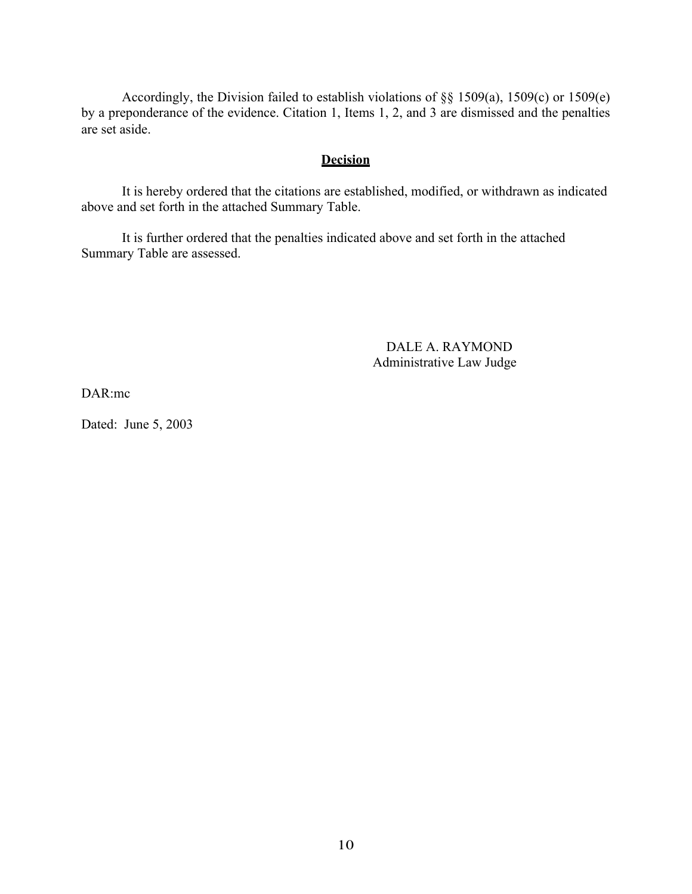Accordingly, the Division failed to establish violations of §§ 1509(a), 1509(c) or 1509(e) by a preponderance of the evidence. Citation 1, Items 1, 2, and 3 are dismissed and the penalties are set aside.

## Decision

It is hereby ordered that the citations are established, modified, or withdrawn as indicated above and set forth in the attached Summary Table.

It is further ordered that the penalties indicated above and set forth in the attached Summary Table are assessed.

DALE A. RAYMOND
Administrative Law Judge

DAR:mc

Dated: June 5, 2003